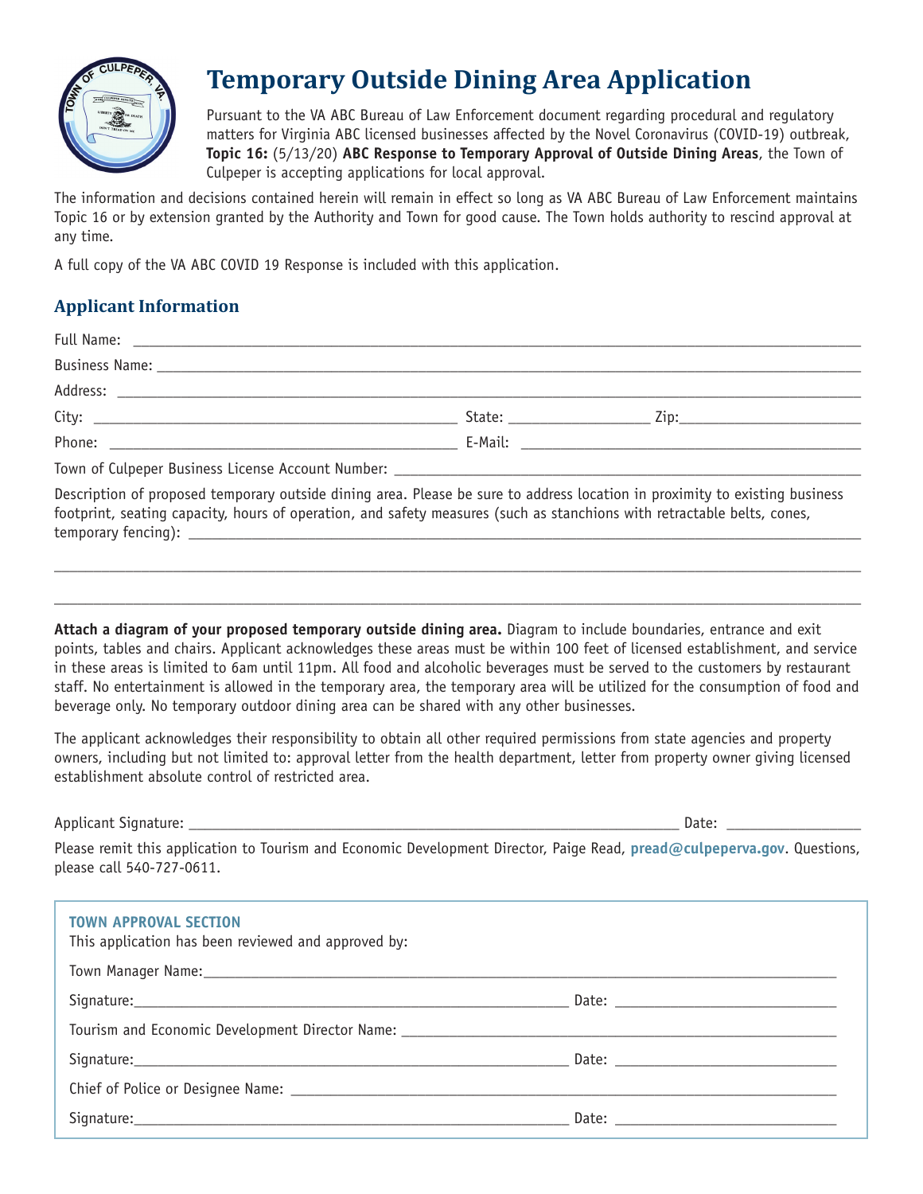# Temporary Outside Dining Area Application

Pursuant to the VA ABC Bureau of Law Enforcement document regarding procedural and regulatory matters for Virginia ABC licensed businesses affected by the Novel Coronavirus (COVID-19) outbreak, **Topic 16:** (5/13/20) **ABC Response to Temporary Approval of Outside Dining Areas**, the Town of Culpeper is accepting applications for local approval.

The information and decisions contained herein will remain in effect so long as VA ABC Bureau of Law Enforcement maintains Topic 16 or by extension granted by the Authority and Town for good cause. The Town holds authority to rescind approval at any time.

A full copy of the VA ABC COVID 19 Response is included with this application.

## Applicant Information

Full Name: ______________________________

Business Name: ______________________________

Address: ______________________________

City: ____________________ State: __________ Zip: __________

Phone: ____________________ E-Mail: ____________________

Town of Culpeper Business License Account Number: ______________________________

Description of proposed temporary outside dining area. Please be sure to address location in proximity to existing business footprint, seating capacity, hours of operation, and safety measures (such as stanchions with retractable belts, cones, temporary fencing): ______________________________

______________________________

______________________________

**Attach a diagram of your proposed temporary outside dining area.** Diagram to include boundaries, entrance and exit points, tables and chairs. Applicant acknowledges these areas must be within 100 feet of licensed establishment, and service in these areas is limited to 6am until 11pm. All food and alcoholic beverages must be served to the customers by restaurant staff. No entertainment is allowed in the temporary area, the temporary area will be utilized for the consumption of food and beverage only. No temporary outdoor dining area can be shared with any other businesses.

The applicant acknowledges their responsibility to obtain all other required permissions from state agencies and property owners, including but not limited to: approval letter from the health department, letter from property owner giving licensed establishment absolute control of restricted area.

Applicant Signature: ______________________________ Date: __________

Please remit this application to Tourism and Economic Development Director, Paige Read, pread@culpeperva.gov. Questions, please call 540-727-0611.

### TOWN APPROVAL SECTION

This application has been reviewed and approved by:

Town Manager Name: ______________________________

Signature: ______________________________ Date: __________

Tourism and Economic Development Director Name: ______________________________

Signature: ______________________________ Date: __________

Chief of Police or Designee Name: ______________________________

Signature: ______________________________ Date: __________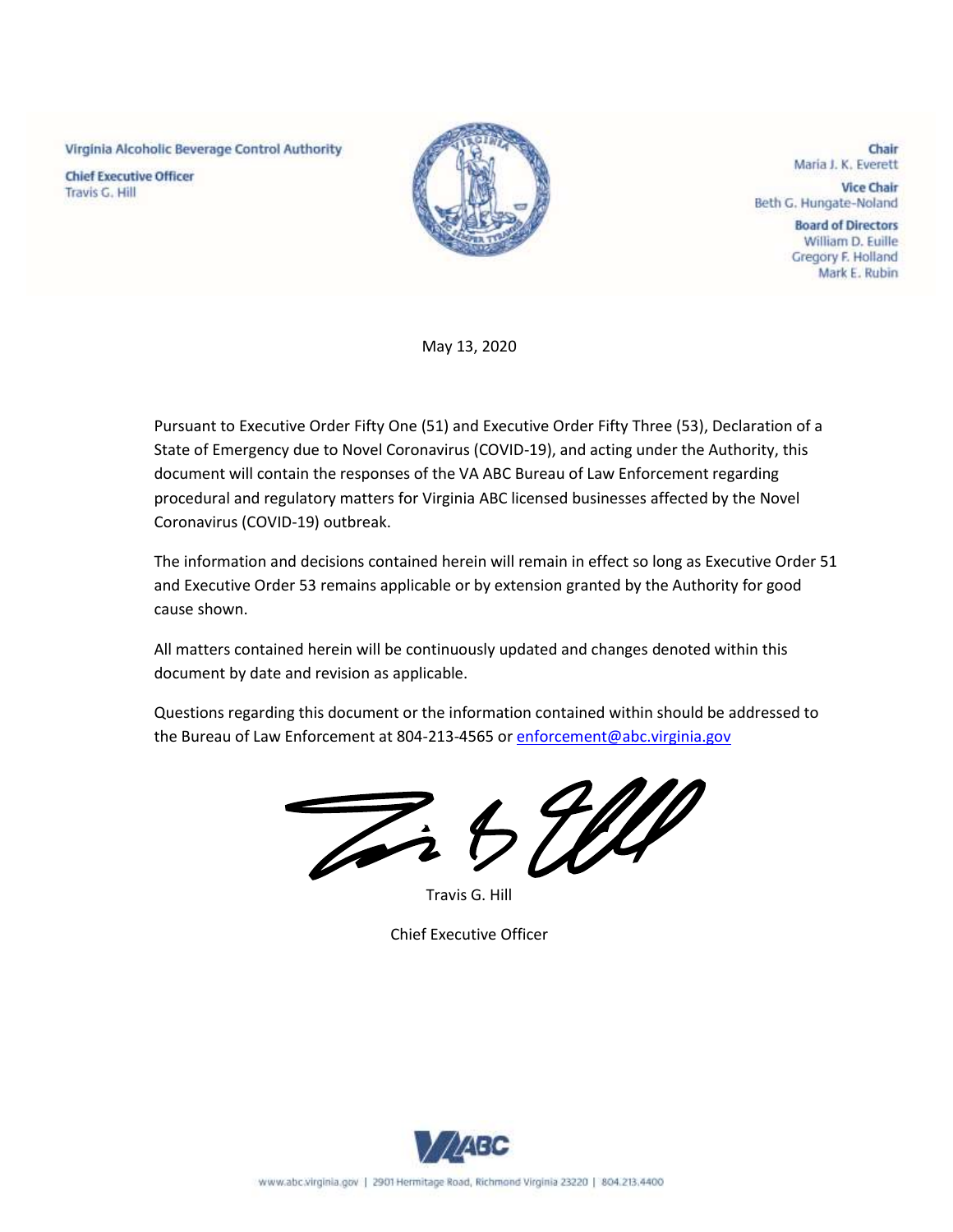Virginia Alcoholic Beverage Control Authority

**Chief Executive Officer**
Travis G. Hill

**Chair**
Maria J. K. Everett

**Vice Chair**
Beth G. Hungate-Noland

**Board of Directors**
William D. Euille
Gregory F. Holland
Mark E. Rubin

May 13, 2020

Pursuant to Executive Order Fifty One (51) and Executive Order Fifty Three (53), Declaration of a State of Emergency due to Novel Coronavirus (COVID-19), and acting under the Authority, this document will contain the responses of the VA ABC Bureau of Law Enforcement regarding procedural and regulatory matters for Virginia ABC licensed businesses affected by the Novel Coronavirus (COVID-19) outbreak.

The information and decisions contained herein will remain in effect so long as Executive Order 51 and Executive Order 53 remains applicable or by extension granted by the Authority for good cause shown.

All matters contained herein will be continuously updated and changes denoted within this document by date and revision as applicable.

Questions regarding this document or the information contained within should be addressed to the Bureau of Law Enforcement at 804-213-4565 or enforcement@abc.virginia.gov

Travis G. Hill

Chief Executive Officer

www.abc.virginia.gov | 2901 Hermitage Road, Richmond Virginia 23220 | 804.213.4400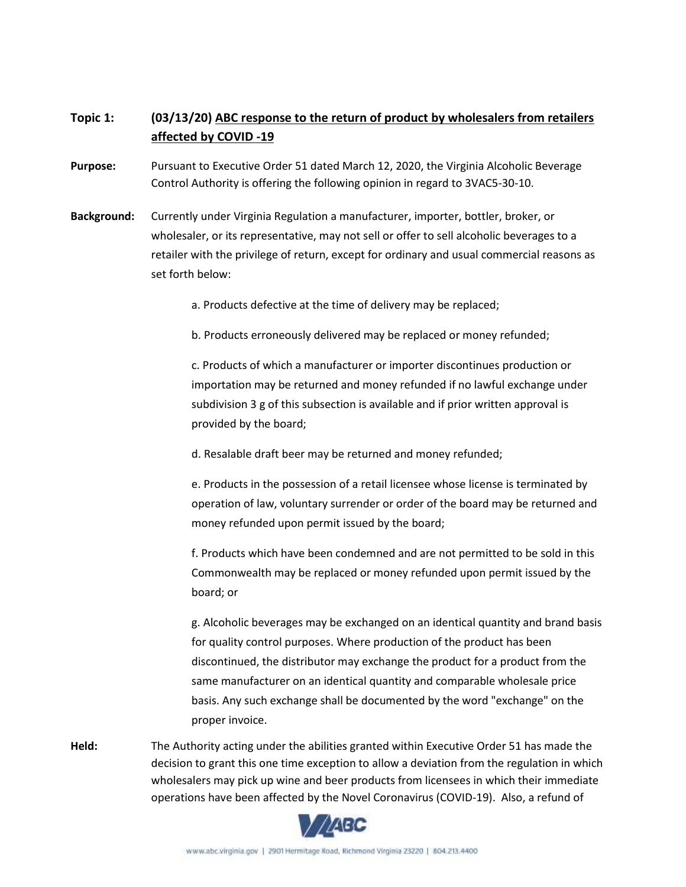**Topic 1:** **(03/13/20) ABC response to the return of product by wholesalers from retailers affected by COVID -19**

**Purpose:** Pursuant to Executive Order 51 dated March 12, 2020, the Virginia Alcoholic Beverage Control Authority is offering the following opinion in regard to 3VAC5-30-10.

**Background:** Currently under Virginia Regulation a manufacturer, importer, bottler, broker, or wholesaler, or its representative, may not sell or offer to sell alcoholic beverages to a retailer with the privilege of return, except for ordinary and usual commercial reasons as set forth below:

a. Products defective at the time of delivery may be replaced;

b. Products erroneously delivered may be replaced or money refunded;

c. Products of which a manufacturer or importer discontinues production or importation may be returned and money refunded if no lawful exchange under subdivision 3 g of this subsection is available and if prior written approval is provided by the board;

d. Resalable draft beer may be returned and money refunded;

e. Products in the possession of a retail licensee whose license is terminated by operation of law, voluntary surrender or order of the board may be returned and money refunded upon permit issued by the board;

f. Products which have been condemned and are not permitted to be sold in this Commonwealth may be replaced or money refunded upon permit issued by the board; or

g. Alcoholic beverages may be exchanged on an identical quantity and brand basis for quality control purposes. Where production of the product has been discontinued, the distributor may exchange the product for a product from the same manufacturer on an identical quantity and comparable wholesale price basis. Any such exchange shall be documented by the word "exchange" on the proper invoice.

**Held:** The Authority acting under the abilities granted within Executive Order 51 has made the decision to grant this one time exception to allow a deviation from the regulation in which wholesalers may pick up wine and beer products from licensees in which their immediate operations have been affected by the Novel Coronavirus (COVID-19). Also, a refund of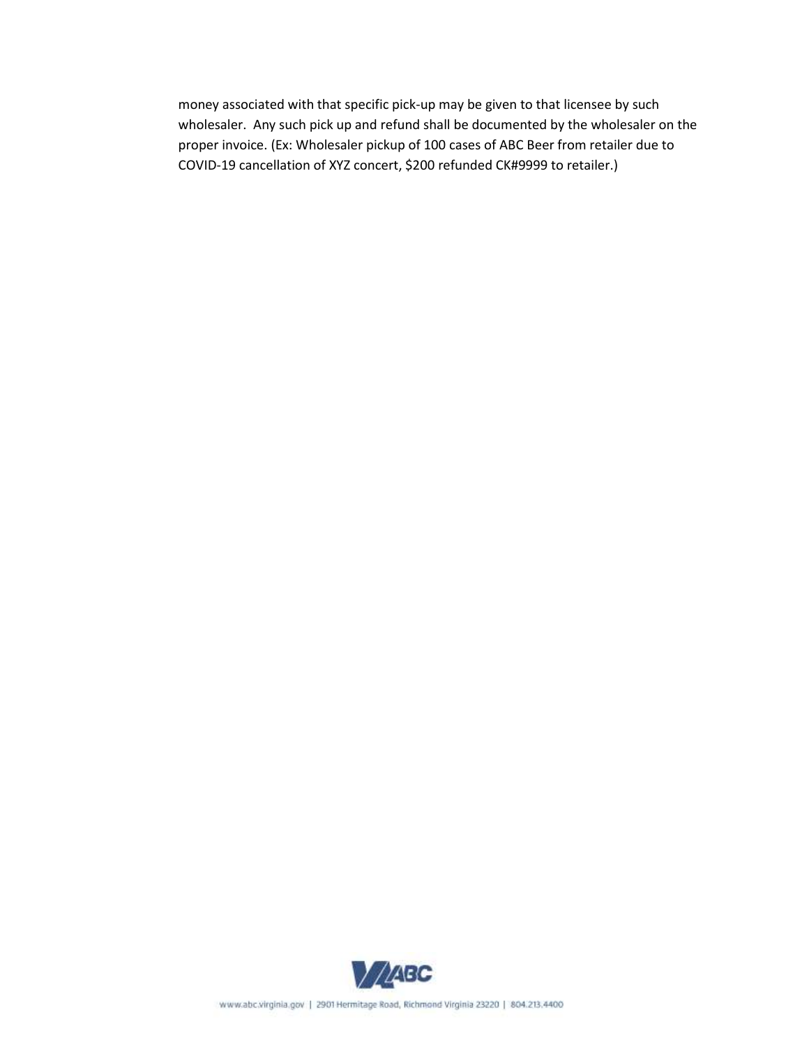money associated with that specific pick-up may be given to that licensee by such wholesaler. Any such pick up and refund shall be documented by the wholesaler on the proper invoice. (Ex: Wholesaler pickup of 100 cases of ABC Beer from retailer due to COVID-19 cancellation of XYZ concert, $200 refunded CK#9999 to retailer.)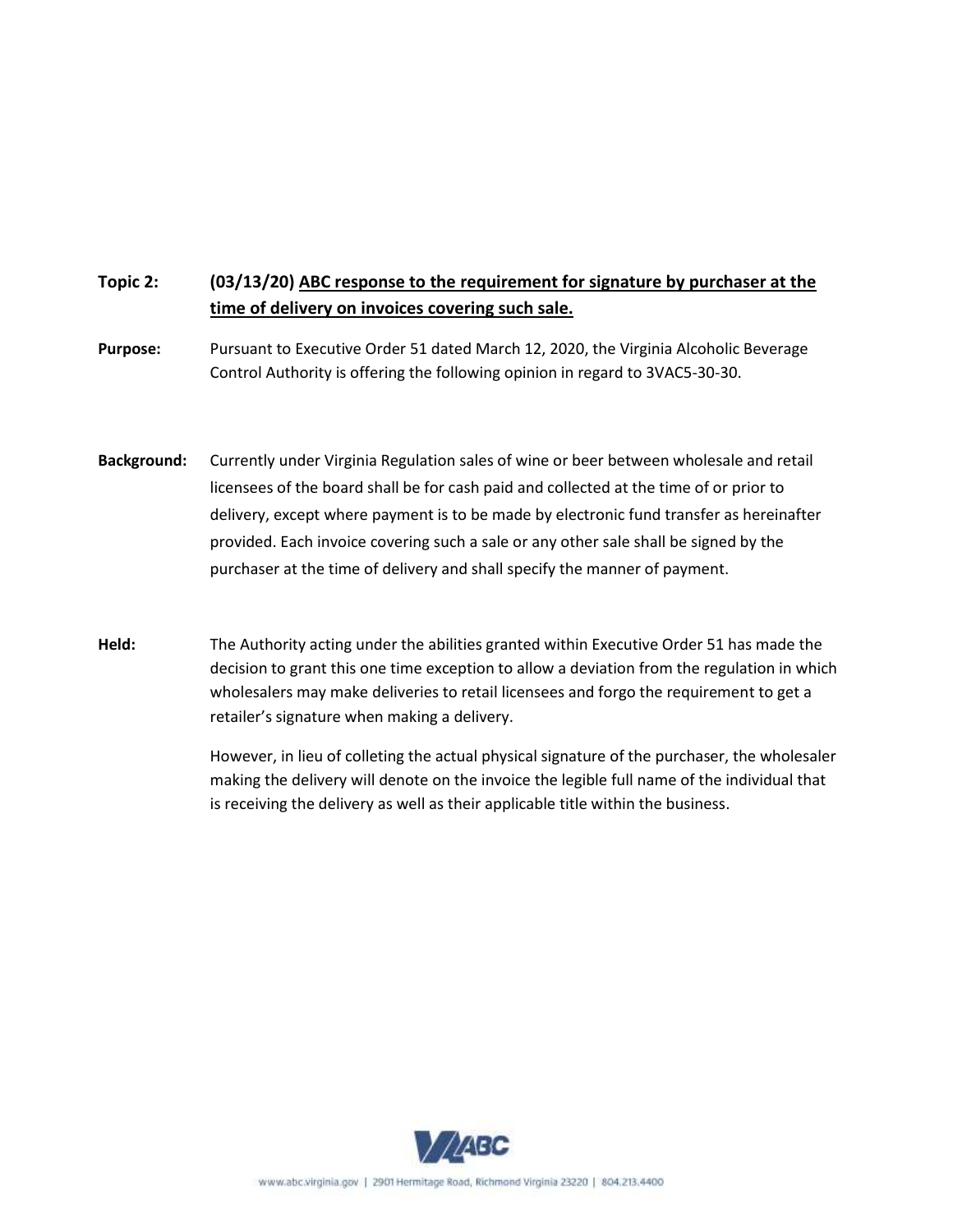**Topic 2:** **(03/13/20) <u>ABC response to the requirement for signature by purchaser at the time of delivery on invoices covering such sale.</u>**

**Purpose:** Pursuant to Executive Order 51 dated March 12, 2020, the Virginia Alcoholic Beverage Control Authority is offering the following opinion in regard to 3VAC5-30-30.

**Background:** Currently under Virginia Regulation sales of wine or beer between wholesale and retail licensees of the board shall be for cash paid and collected at the time of or prior to delivery, except where payment is to be made by electronic fund transfer as hereinafter provided. Each invoice covering such a sale or any other sale shall be signed by the purchaser at the time of delivery and shall specify the manner of payment.

**Held:** The Authority acting under the abilities granted within Executive Order 51 has made the decision to grant this one time exception to allow a deviation from the regulation in which wholesalers may make deliveries to retail licensees and forgo the requirement to get a retailer's signature when making a delivery.

However, in lieu of colleting the actual physical signature of the purchaser, the wholesaler making the delivery will denote on the invoice the legible full name of the individual that is receiving the delivery as well as their applicable title within the business.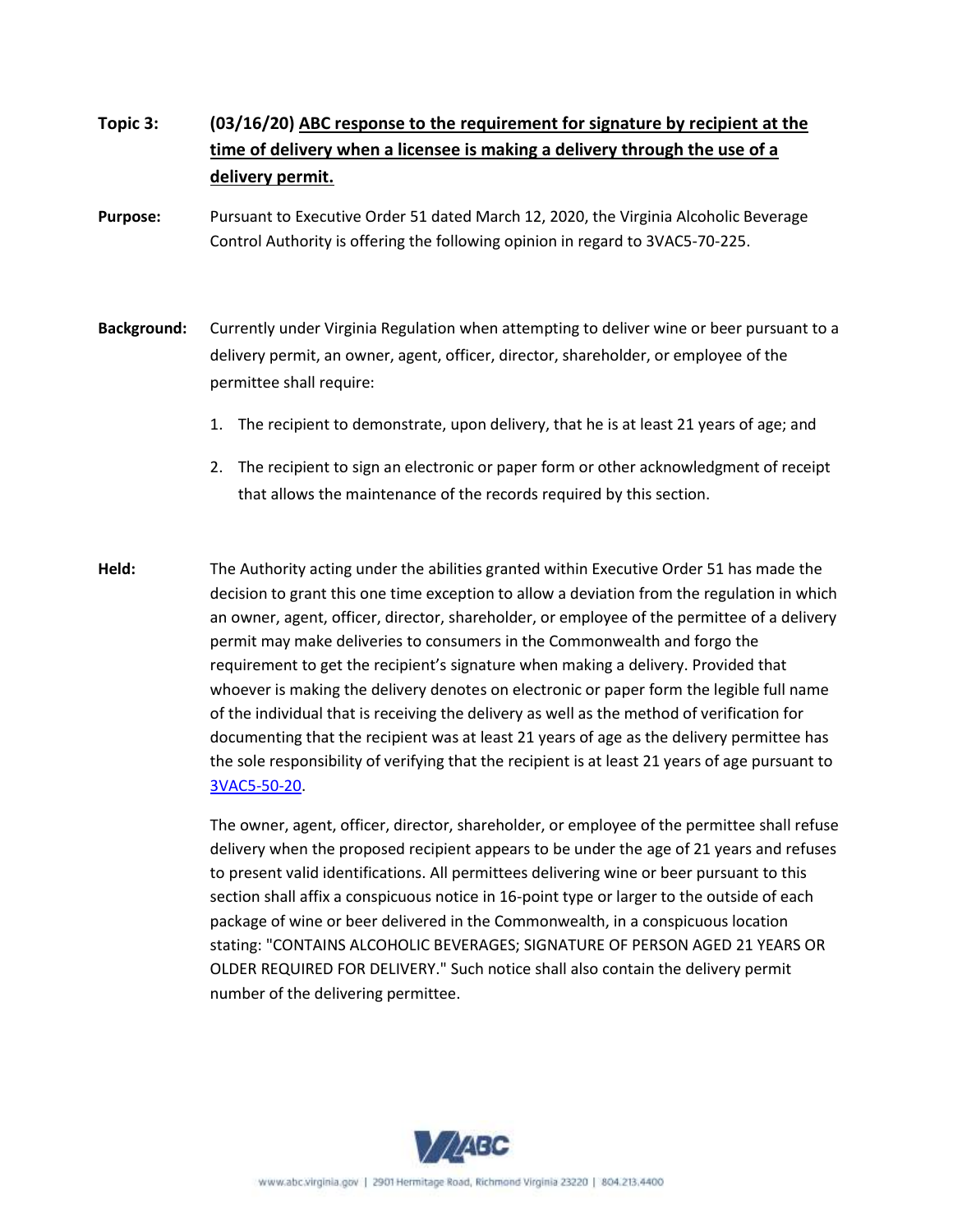**Topic 3:** **(03/16/20) ABC response to the requirement for signature by recipient at the time of delivery when a licensee is making a delivery through the use of a delivery permit.**

**Purpose:** Pursuant to Executive Order 51 dated March 12, 2020, the Virginia Alcoholic Beverage Control Authority is offering the following opinion in regard to 3VAC5-70-225.

**Background:** Currently under Virginia Regulation when attempting to deliver wine or beer pursuant to a delivery permit, an owner, agent, officer, director, shareholder, or employee of the permittee shall require:

1. The recipient to demonstrate, upon delivery, that he is at least 21 years of age; and
2. The recipient to sign an electronic or paper form or other acknowledgment of receipt that allows the maintenance of the records required by this section.

**Held:** The Authority acting under the abilities granted within Executive Order 51 has made the decision to grant this one time exception to allow a deviation from the regulation in which an owner, agent, officer, director, shareholder, or employee of the permittee of a delivery permit may make deliveries to consumers in the Commonwealth and forgo the requirement to get the recipient's signature when making a delivery. Provided that whoever is making the delivery denotes on electronic or paper form the legible full name of the individual that is receiving the delivery as well as the method of verification for documenting that the recipient was at least 21 years of age as the delivery permittee has the sole responsibility of verifying that the recipient is at least 21 years of age pursuant to 3VAC5-50-20.

The owner, agent, officer, director, shareholder, or employee of the permittee shall refuse delivery when the proposed recipient appears to be under the age of 21 years and refuses to present valid identifications. All permittees delivering wine or beer pursuant to this section shall affix a conspicuous notice in 16-point type or larger to the outside of each package of wine or beer delivered in the Commonwealth, in a conspicuous location stating: "CONTAINS ALCOHOLIC BEVERAGES; SIGNATURE OF PERSON AGED 21 YEARS OR OLDER REQUIRED FOR DELIVERY." Such notice shall also contain the delivery permit number of the delivering permittee.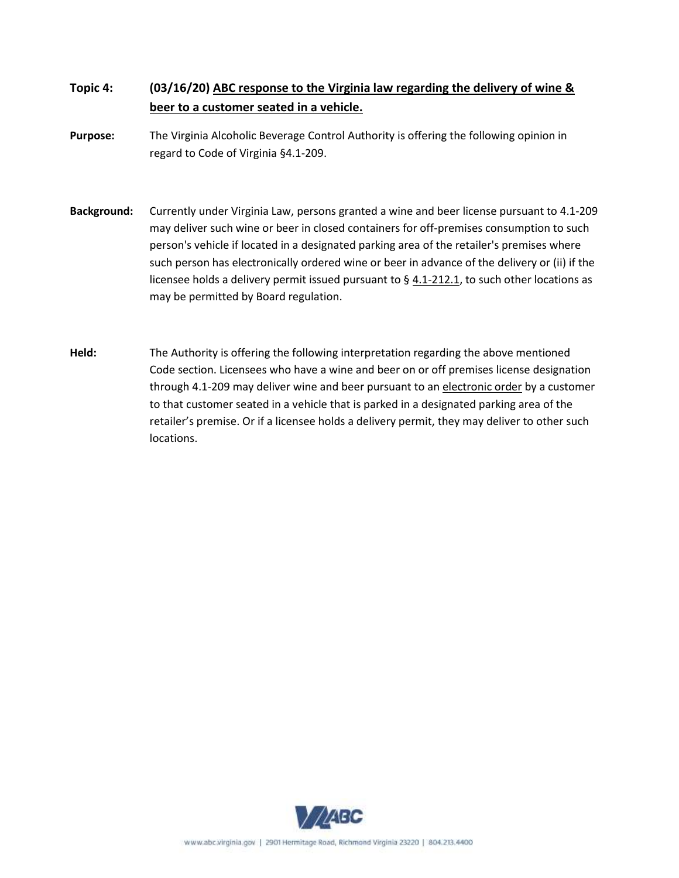**Topic 4:** **(03/16/20) <u>ABC response to the Virginia law regarding the delivery of wine & beer to a customer seated in a vehicle.</u>**

**Purpose:** The Virginia Alcoholic Beverage Control Authority is offering the following opinion in regard to Code of Virginia §4.1-209.

**Background:** Currently under Virginia Law, persons granted a wine and beer license pursuant to 4.1-209 may deliver such wine or beer in closed containers for off-premises consumption to such person's vehicle if located in a designated parking area of the retailer's premises where such person has electronically ordered wine or beer in advance of the delivery or (ii) if the licensee holds a delivery permit issued pursuant to § 4.1-212.1, to such other locations as may be permitted by Board regulation.

**Held:** The Authority is offering the following interpretation regarding the above mentioned Code section. Licensees who have a wine and beer on or off premises license designation through 4.1-209 may deliver wine and beer pursuant to an <u>electronic order</u> by a customer to that customer seated in a vehicle that is parked in a designated parking area of the retailer's premise. Or if a licensee holds a delivery permit, they may deliver to other such locations.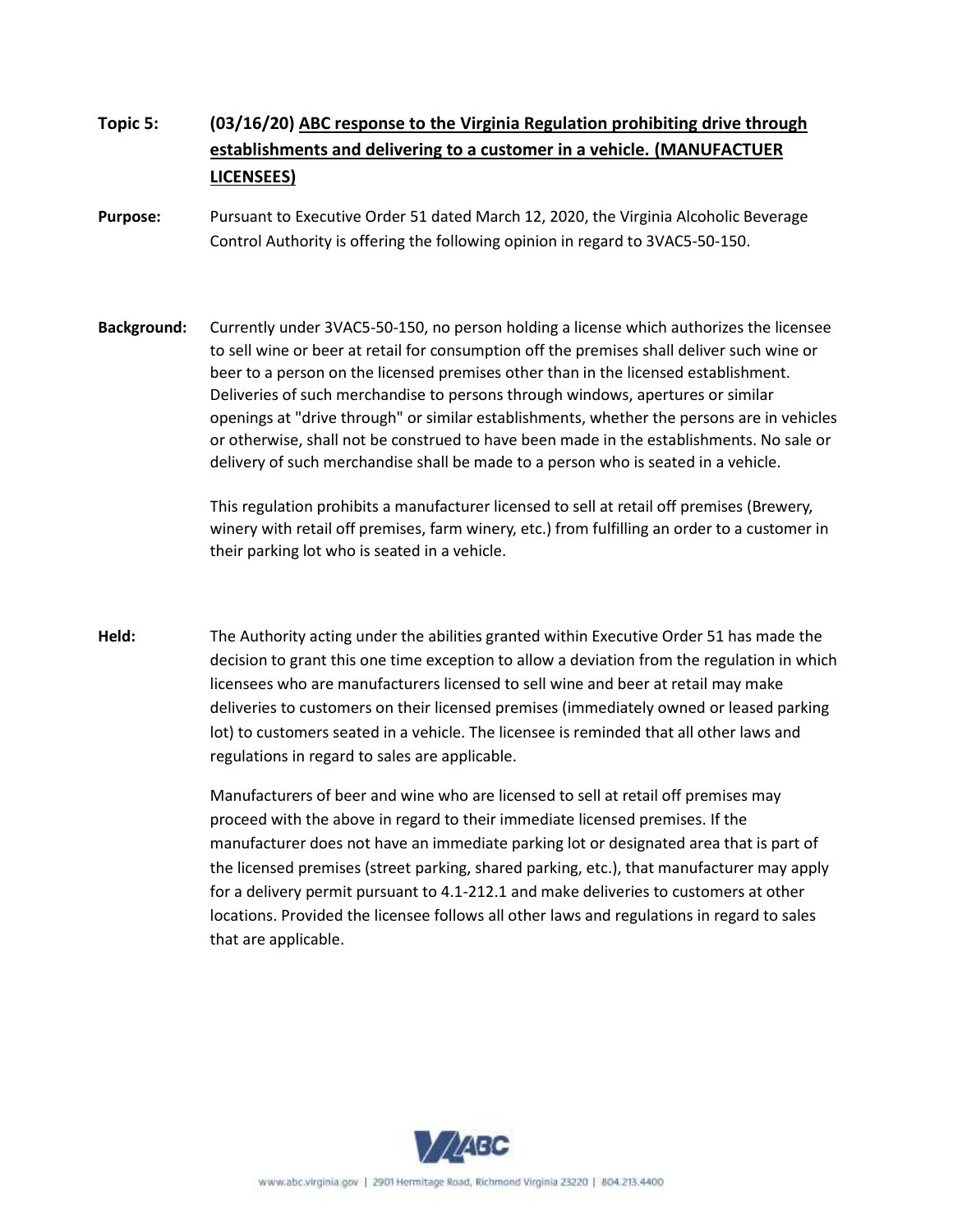**Topic 5:** **(03/16/20) ABC response to the Virginia Regulation prohibiting drive through establishments and delivering to a customer in a vehicle. (MANUFACTUER LICENSEES)**

**Purpose:** Pursuant to Executive Order 51 dated March 12, 2020, the Virginia Alcoholic Beverage Control Authority is offering the following opinion in regard to 3VAC5-50-150.

**Background:** Currently under 3VAC5-50-150, no person holding a license which authorizes the licensee to sell wine or beer at retail for consumption off the premises shall deliver such wine or beer to a person on the licensed premises other than in the licensed establishment. Deliveries of such merchandise to persons through windows, apertures or similar openings at "drive through" or similar establishments, whether the persons are in vehicles or otherwise, shall not be construed to have been made in the establishments. No sale or delivery of such merchandise shall be made to a person who is seated in a vehicle.

This regulation prohibits a manufacturer licensed to sell at retail off premises (Brewery, winery with retail off premises, farm winery, etc.) from fulfilling an order to a customer in their parking lot who is seated in a vehicle.

**Held:** The Authority acting under the abilities granted within Executive Order 51 has made the decision to grant this one time exception to allow a deviation from the regulation in which licensees who are manufacturers licensed to sell wine and beer at retail may make deliveries to customers on their licensed premises (immediately owned or leased parking lot) to customers seated in a vehicle. The licensee is reminded that all other laws and regulations in regard to sales are applicable.

Manufacturers of beer and wine who are licensed to sell at retail off premises may proceed with the above in regard to their immediate licensed premises. If the manufacturer does not have an immediate parking lot or designated area that is part of the licensed premises (street parking, shared parking, etc.), that manufacturer may apply for a delivery permit pursuant to 4.1-212.1 and make deliveries to customers at other locations. Provided the licensee follows all other laws and regulations in regard to sales that are applicable.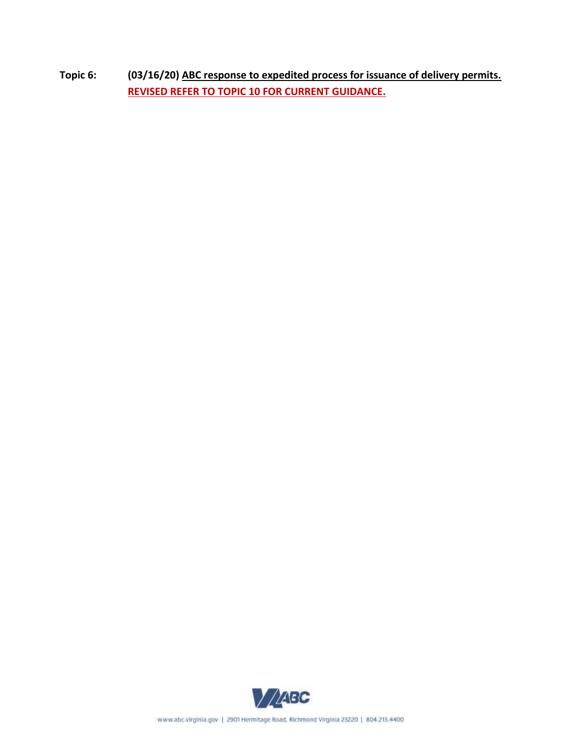**Topic 6:** **(03/16/20) ABC response to expedited process for issuance of delivery permits.**
**REVISED REFER TO TOPIC 10 FOR CURRENT GUIDANCE.**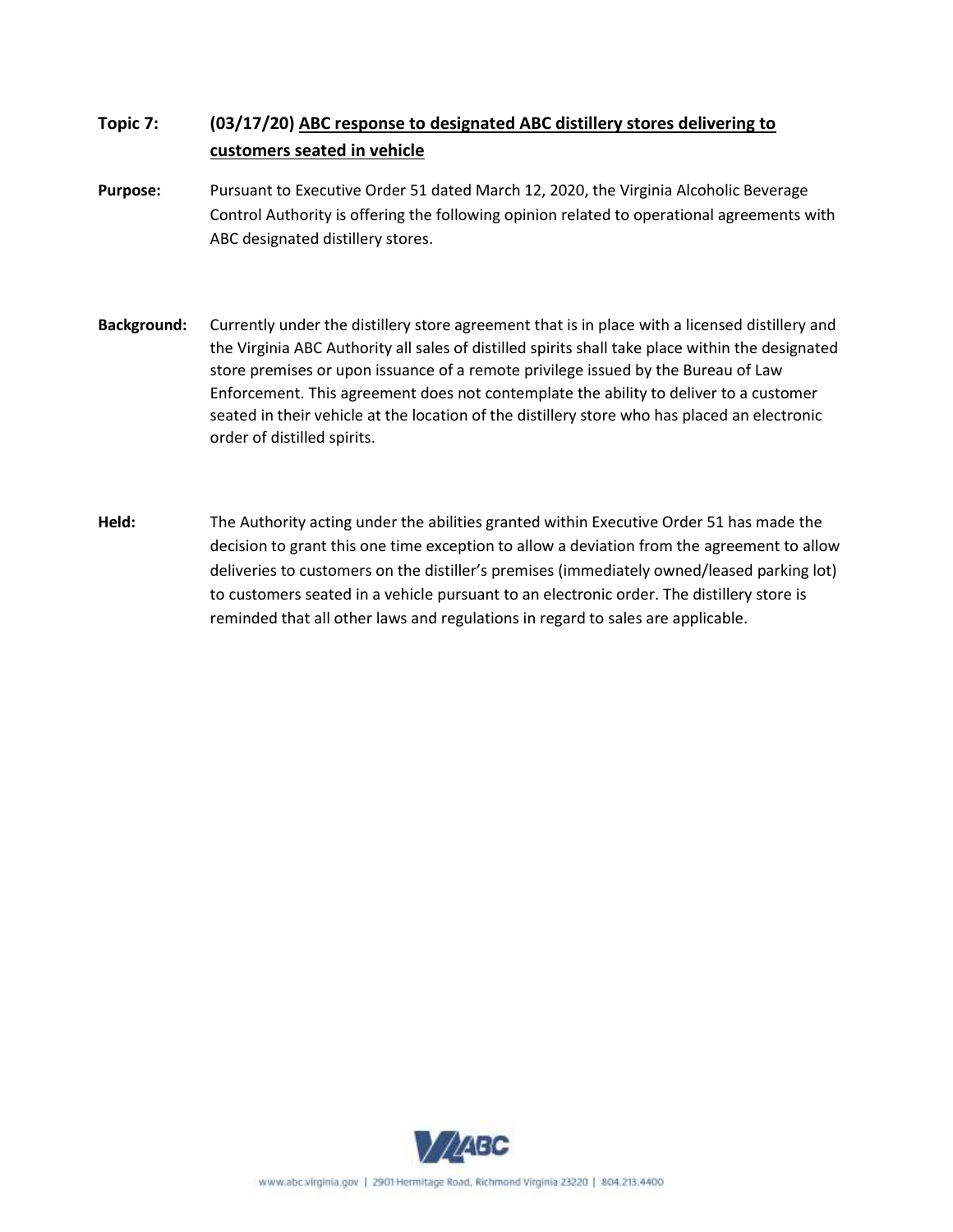**Topic 7:** **(03/17/20) ABC response to designated ABC distillery stores delivering to customers seated in vehicle**

**Purpose:** Pursuant to Executive Order 51 dated March 12, 2020, the Virginia Alcoholic Beverage Control Authority is offering the following opinion related to operational agreements with ABC designated distillery stores.

**Background:** Currently under the distillery store agreement that is in place with a licensed distillery and the Virginia ABC Authority all sales of distilled spirits shall take place within the designated store premises or upon issuance of a remote privilege issued by the Bureau of Law Enforcement. This agreement does not contemplate the ability to deliver to a customer seated in their vehicle at the location of the distillery store who has placed an electronic order of distilled spirits.

**Held:** The Authority acting under the abilities granted within Executive Order 51 has made the decision to grant this one time exception to allow a deviation from the agreement to allow deliveries to customers on the distiller's premises (immediately owned/leased parking lot) to customers seated in a vehicle pursuant to an electronic order. The distillery store is reminded that all other laws and regulations in regard to sales are applicable.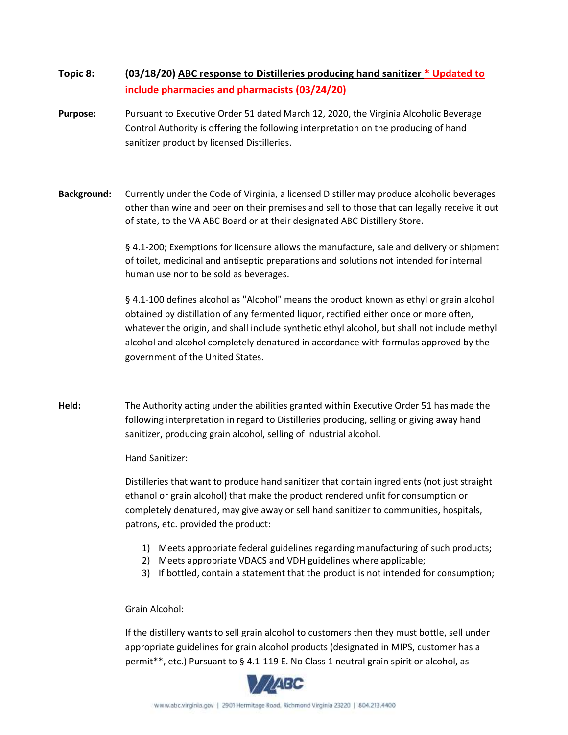**Topic 8:** **(03/18/20) ABC response to Distilleries producing hand sanitizer * Updated to include pharmacies and pharmacists (03/24/20)**

**Purpose:** Pursuant to Executive Order 51 dated March 12, 2020, the Virginia Alcoholic Beverage Control Authority is offering the following interpretation on the producing of hand sanitizer product by licensed Distilleries.

**Background:** Currently under the Code of Virginia, a licensed Distiller may produce alcoholic beverages other than wine and beer on their premises and sell to those that can legally receive it out of state, to the VA ABC Board or at their designated ABC Distillery Store.

§ 4.1-200; Exemptions for licensure allows the manufacture, sale and delivery or shipment of toilet, medicinal and antiseptic preparations and solutions not intended for internal human use nor to be sold as beverages.

§ 4.1-100 defines alcohol as "Alcohol" means the product known as ethyl or grain alcohol obtained by distillation of any fermented liquor, rectified either once or more often, whatever the origin, and shall include synthetic ethyl alcohol, but shall not include methyl alcohol and alcohol completely denatured in accordance with formulas approved by the government of the United States.

**Held:** The Authority acting under the abilities granted within Executive Order 51 has made the following interpretation in regard to Distilleries producing, selling or giving away hand sanitizer, producing grain alcohol, selling of industrial alcohol.

Hand Sanitizer:

Distilleries that want to produce hand sanitizer that contain ingredients (not just straight ethanol or grain alcohol) that make the product rendered unfit for consumption or completely denatured, may give away or sell hand sanitizer to communities, hospitals, patrons, etc. provided the product:

1) Meets appropriate federal guidelines regarding manufacturing of such products;
2) Meets appropriate VDACS and VDH guidelines where applicable;
3) If bottled, contain a statement that the product is not intended for consumption;

Grain Alcohol:

If the distillery wants to sell grain alcohol to customers then they must bottle, sell under appropriate guidelines for grain alcohol products (designated in MIPS, customer has a permit**, etc.) Pursuant to § 4.1-119 E. No Class 1 neutral grain spirit or alcohol, as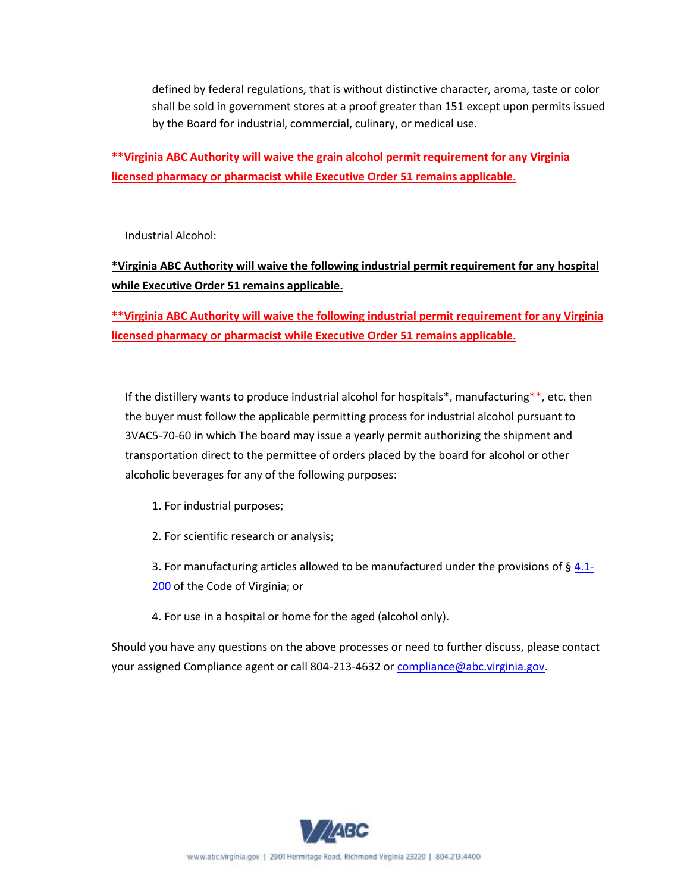defined by federal regulations, that is without distinctive character, aroma, taste or color shall be sold in government stores at a proof greater than 151 except upon permits issued by the Board for industrial, commercial, culinary, or medical use.

**<u>**Virginia ABC Authority will waive the grain alcohol permit requirement for any Virginia licensed pharmacy or pharmacist while Executive Order 51 remains applicable.</u>**

Industrial Alcohol:

**<u>*Virginia ABC Authority will waive the following industrial permit requirement for any hospital while Executive Order 51 remains applicable.</u>**

**<u>**Virginia ABC Authority will waive the following industrial permit requirement for any Virginia licensed pharmacy or pharmacist while Executive Order 51 remains applicable.</u>**

If the distillery wants to produce industrial alcohol for hospitals*, manufacturing**, etc. then the buyer must follow the applicable permitting process for industrial alcohol pursuant to 3VAC5-70-60 in which The board may issue a yearly permit authorizing the shipment and transportation direct to the permittee of orders placed by the board for alcohol or other alcoholic beverages for any of the following purposes:

1. For industrial purposes;
2. For scientific research or analysis;
3. For manufacturing articles allowed to be manufactured under the provisions of § 4.1-200 of the Code of Virginia; or
4. For use in a hospital or home for the aged (alcohol only).

Should you have any questions on the above processes or need to further discuss, please contact your assigned Compliance agent or call 804-213-4632 or compliance@abc.virginia.gov.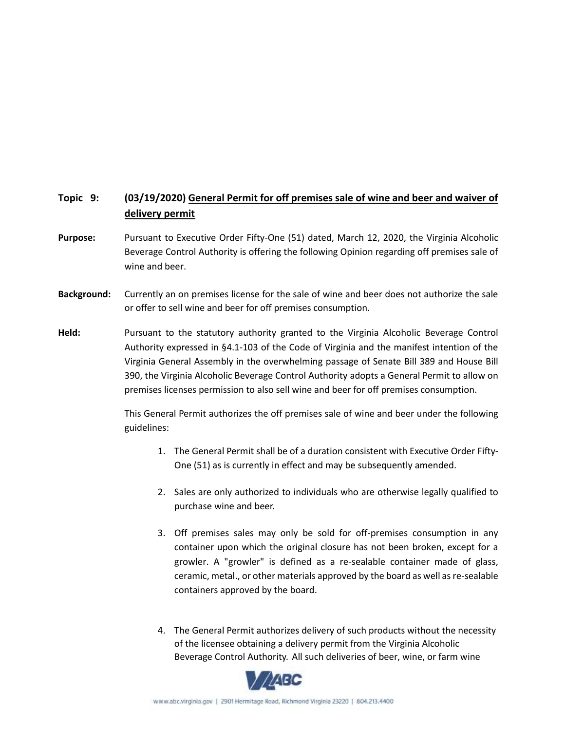**Topic 9:** **(03/19/2020) <u>General Permit for off premises sale of wine and beer and waiver of delivery permit</u>**

**Purpose:** Pursuant to Executive Order Fifty-One (51) dated, March 12, 2020, the Virginia Alcoholic Beverage Control Authority is offering the following Opinion regarding off premises sale of wine and beer.

**Background:** Currently an on premises license for the sale of wine and beer does not authorize the sale or offer to sell wine and beer for off premises consumption.

**Held:** Pursuant to the statutory authority granted to the Virginia Alcoholic Beverage Control Authority expressed in §4.1-103 of the Code of Virginia and the manifest intention of the Virginia General Assembly in the overwhelming passage of Senate Bill 389 and House Bill 390, the Virginia Alcoholic Beverage Control Authority adopts a General Permit to allow on premises licenses permission to also sell wine and beer for off premises consumption.

This General Permit authorizes the off premises sale of wine and beer under the following guidelines:

1. The General Permit shall be of a duration consistent with Executive Order Fifty-One (51) as is currently in effect and may be subsequently amended.

2. Sales are only authorized to individuals who are otherwise legally qualified to purchase wine and beer.

3. Off premises sales may only be sold for off-premises consumption in any container upon which the original closure has not been broken, except for a growler. A "growler" is defined as a re-sealable container made of glass, ceramic, metal., or other materials approved by the board as well as re-sealable containers approved by the board.

4. The General Permit authorizes delivery of such products without the necessity of the licensee obtaining a delivery permit from the Virginia Alcoholic Beverage Control Authority. All such deliveries of beer, wine, or farm wine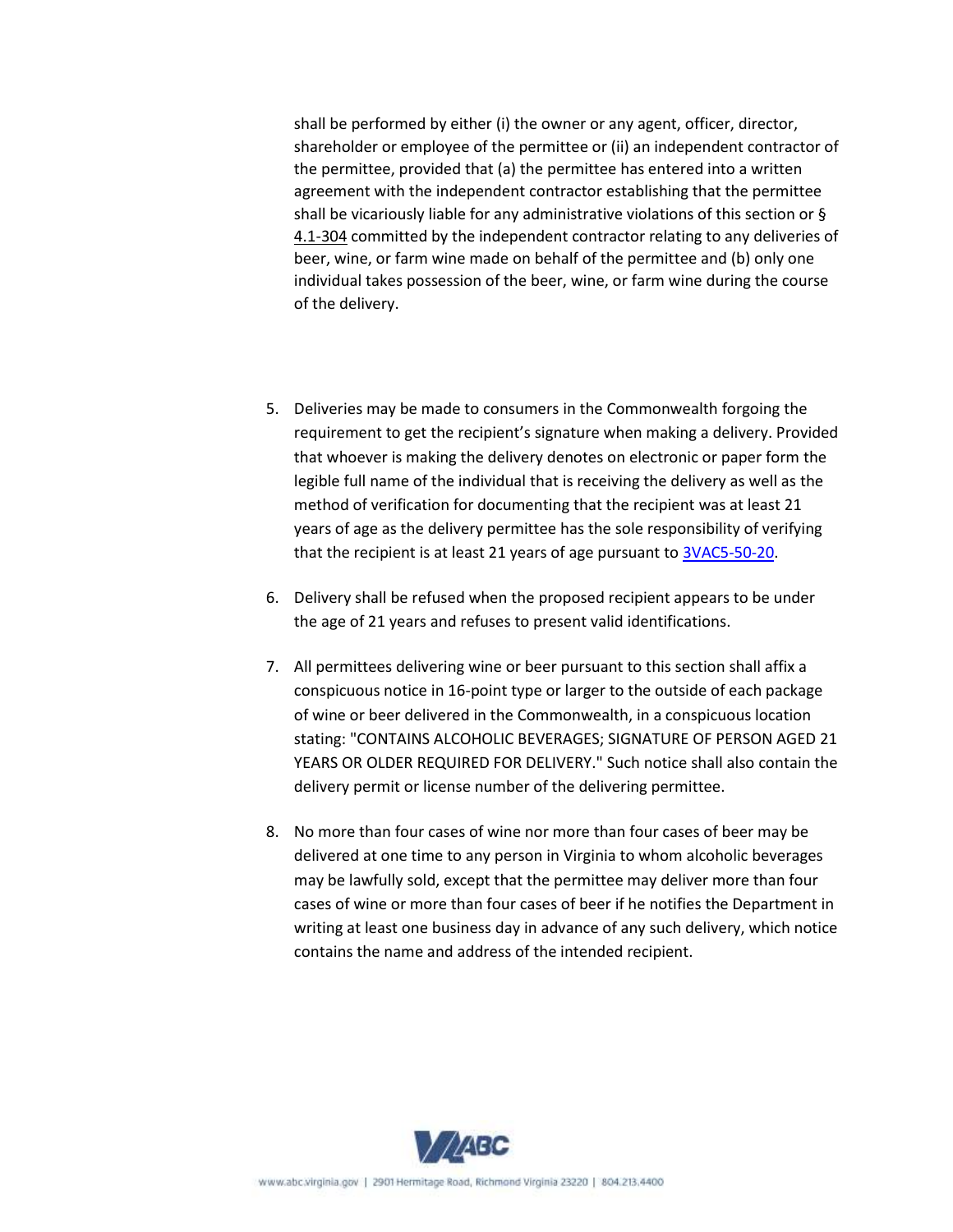shall be performed by either (i) the owner or any agent, officer, director, shareholder or employee of the permittee or (ii) an independent contractor of the permittee, provided that (a) the permittee has entered into a written agreement with the independent contractor establishing that the permittee shall be vicariously liable for any administrative violations of this section or § 4.1-304 committed by the independent contractor relating to any deliveries of beer, wine, or farm wine made on behalf of the permittee and (b) only one individual takes possession of the beer, wine, or farm wine during the course of the delivery.

5. Deliveries may be made to consumers in the Commonwealth forgoing the requirement to get the recipient's signature when making a delivery. Provided that whoever is making the delivery denotes on electronic or paper form the legible full name of the individual that is receiving the delivery as well as the method of verification for documenting that the recipient was at least 21 years of age as the delivery permittee has the sole responsibility of verifying that the recipient is at least 21 years of age pursuant to 3VAC5-50-20.
6. Delivery shall be refused when the proposed recipient appears to be under the age of 21 years and refuses to present valid identifications.
7. All permittees delivering wine or beer pursuant to this section shall affix a conspicuous notice in 16-point type or larger to the outside of each package of wine or beer delivered in the Commonwealth, in a conspicuous location stating: "CONTAINS ALCOHOLIC BEVERAGES; SIGNATURE OF PERSON AGED 21 YEARS OR OLDER REQUIRED FOR DELIVERY." Such notice shall also contain the delivery permit or license number of the delivering permittee.
8. No more than four cases of wine nor more than four cases of beer may be delivered at one time to any person in Virginia to whom alcoholic beverages may be lawfully sold, except that the permittee may deliver more than four cases of wine or more than four cases of beer if he notifies the Department in writing at least one business day in advance of any such delivery, which notice contains the name and address of the intended recipient.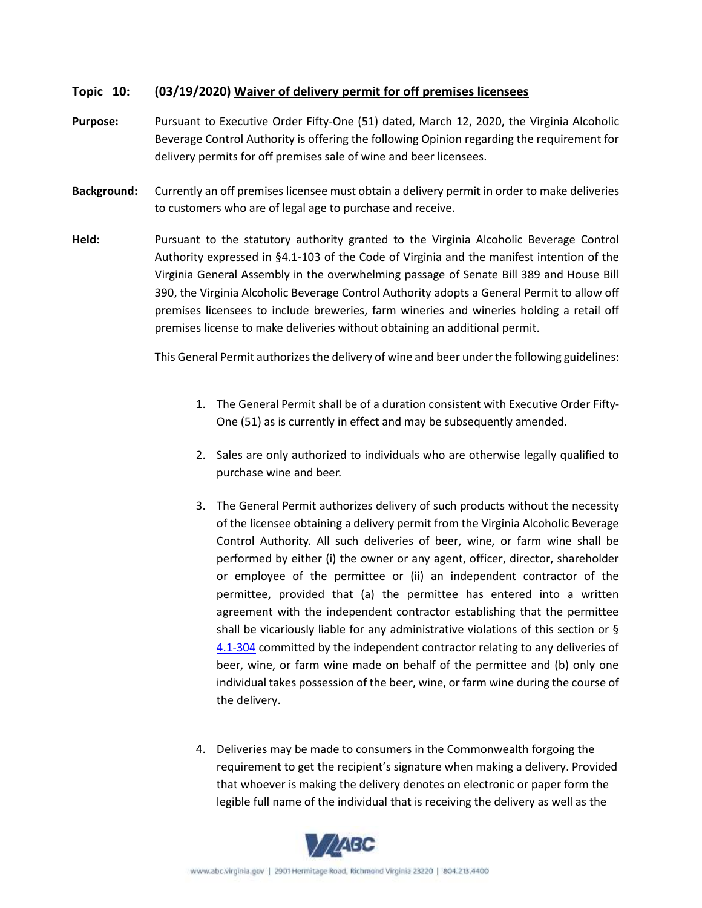**Topic 10: (03/19/2020) Waiver of delivery permit for off premises licensees**

**Purpose:** Pursuant to Executive Order Fifty-One (51) dated, March 12, 2020, the Virginia Alcoholic Beverage Control Authority is offering the following Opinion regarding the requirement for delivery permits for off premises sale of wine and beer licensees.

**Background:** Currently an off premises licensee must obtain a delivery permit in order to make deliveries to customers who are of legal age to purchase and receive.

**Held:** Pursuant to the statutory authority granted to the Virginia Alcoholic Beverage Control Authority expressed in §4.1-103 of the Code of Virginia and the manifest intention of the Virginia General Assembly in the overwhelming passage of Senate Bill 389 and House Bill 390, the Virginia Alcoholic Beverage Control Authority adopts a General Permit to allow off premises licensees to include breweries, farm wineries and wineries holding a retail off premises license to make deliveries without obtaining an additional permit.

This General Permit authorizes the delivery of wine and beer under the following guidelines:

1. The General Permit shall be of a duration consistent with Executive Order Fifty-One (51) as is currently in effect and may be subsequently amended.

2. Sales are only authorized to individuals who are otherwise legally qualified to purchase wine and beer.

3. The General Permit authorizes delivery of such products without the necessity of the licensee obtaining a delivery permit from the Virginia Alcoholic Beverage Control Authority. All such deliveries of beer, wine, or farm wine shall be performed by either (i) the owner or any agent, officer, director, shareholder or employee of the permittee or (ii) an independent contractor of the permittee, provided that (a) the permittee has entered into a written agreement with the independent contractor establishing that the permittee shall be vicariously liable for any administrative violations of this section or § 4.1-304 committed by the independent contractor relating to any deliveries of beer, wine, or farm wine made on behalf of the permittee and (b) only one individual takes possession of the beer, wine, or farm wine during the course of the delivery.

4. Deliveries may be made to consumers in the Commonwealth forgoing the requirement to get the recipient's signature when making a delivery. Provided that whoever is making the delivery denotes on electronic or paper form the legible full name of the individual that is receiving the delivery as well as the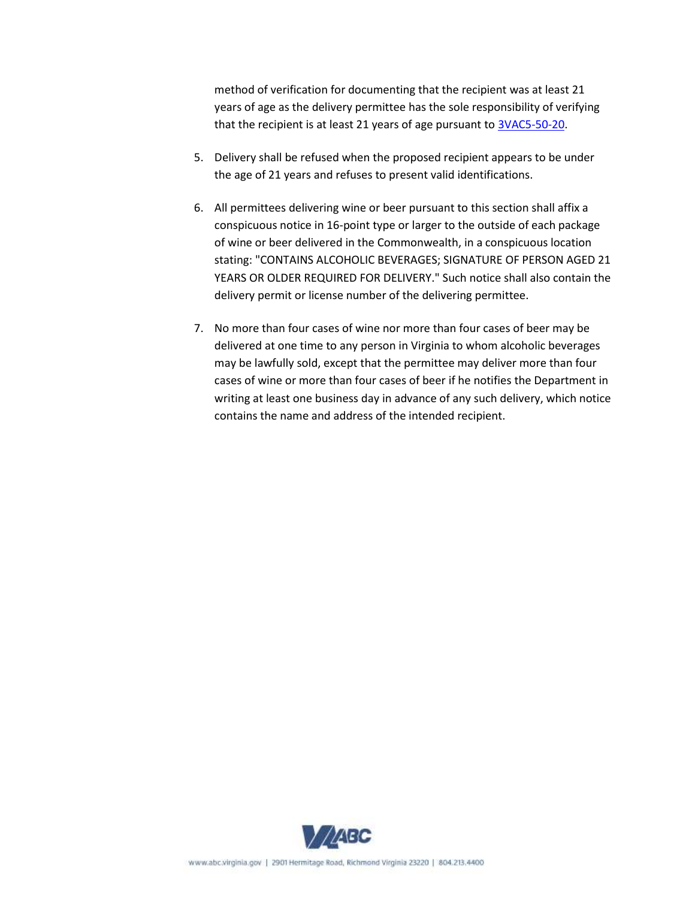method of verification for documenting that the recipient was at least 21 years of age as the delivery permittee has the sole responsibility of verifying that the recipient is at least 21 years of age pursuant to 3VAC5-50-20.

5. Delivery shall be refused when the proposed recipient appears to be under the age of 21 years and refuses to present valid identifications.

6. All permittees delivering wine or beer pursuant to this section shall affix a conspicuous notice in 16-point type or larger to the outside of each package of wine or beer delivered in the Commonwealth, in a conspicuous location stating: "CONTAINS ALCOHOLIC BEVERAGES; SIGNATURE OF PERSON AGED 21 YEARS OR OLDER REQUIRED FOR DELIVERY." Such notice shall also contain the delivery permit or license number of the delivering permittee.

7. No more than four cases of wine nor more than four cases of beer may be delivered at one time to any person in Virginia to whom alcoholic beverages may be lawfully sold, except that the permittee may deliver more than four cases of wine or more than four cases of beer if he notifies the Department in writing at least one business day in advance of any such delivery, which notice contains the name and address of the intended recipient.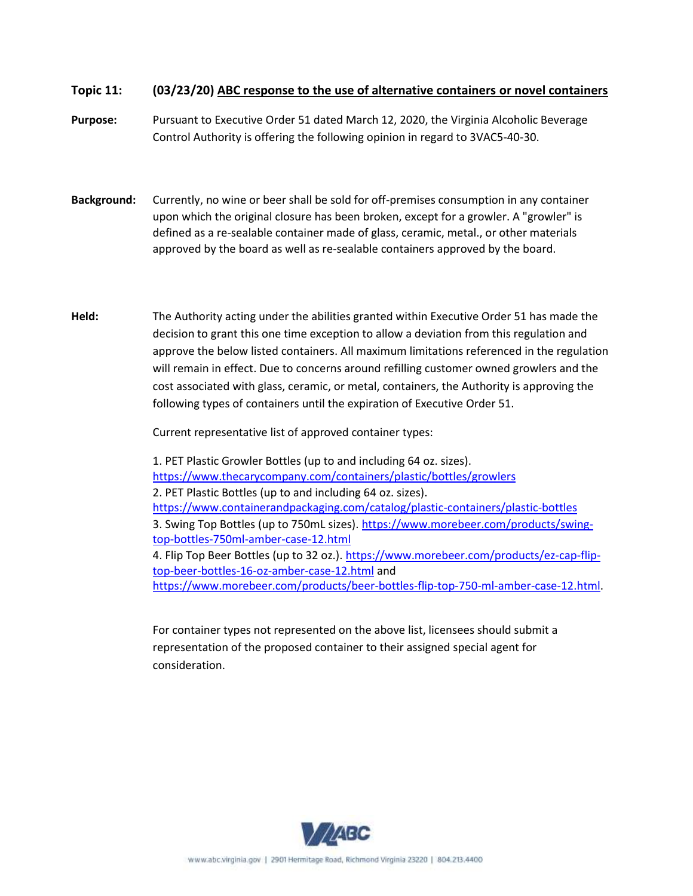**Topic 11:** **(03/23/20) ABC response to the use of alternative containers or novel containers**

**Purpose:** Pursuant to Executive Order 51 dated March 12, 2020, the Virginia Alcoholic Beverage Control Authority is offering the following opinion in regard to 3VAC5-40-30.

**Background:** Currently, no wine or beer shall be sold for off-premises consumption in any container upon which the original closure has been broken, except for a growler. A "growler" is defined as a re-sealable container made of glass, ceramic, metal., or other materials approved by the board as well as re-sealable containers approved by the board.

**Held:** The Authority acting under the abilities granted within Executive Order 51 has made the decision to grant this one time exception to allow a deviation from this regulation and approve the below listed containers. All maximum limitations referenced in the regulation will remain in effect. Due to concerns around refilling customer owned growlers and the cost associated with glass, ceramic, or metal, containers, the Authority is approving the following types of containers until the expiration of Executive Order 51.

Current representative list of approved container types:

1. PET Plastic Growler Bottles (up to and including 64 oz. sizes). https://www.thecarycompany.com/containers/plastic/bottles/growlers
2. PET Plastic Bottles (up to and including 64 oz. sizes). https://www.containerandpackaging.com/catalog/plastic-containers/plastic-bottles
3. Swing Top Bottles (up to 750mL sizes). https://www.morebeer.com/products/swing-top-bottles-750ml-amber-case-12.html
4. Flip Top Beer Bottles (up to 32 oz.). https://www.morebeer.com/products/ez-cap-flip-top-beer-bottles-16-oz-amber-case-12.html and https://www.morebeer.com/products/beer-bottles-flip-top-750-ml-amber-case-12.html.

For container types not represented on the above list, licensees should submit a representation of the proposed container to their assigned special agent for consideration.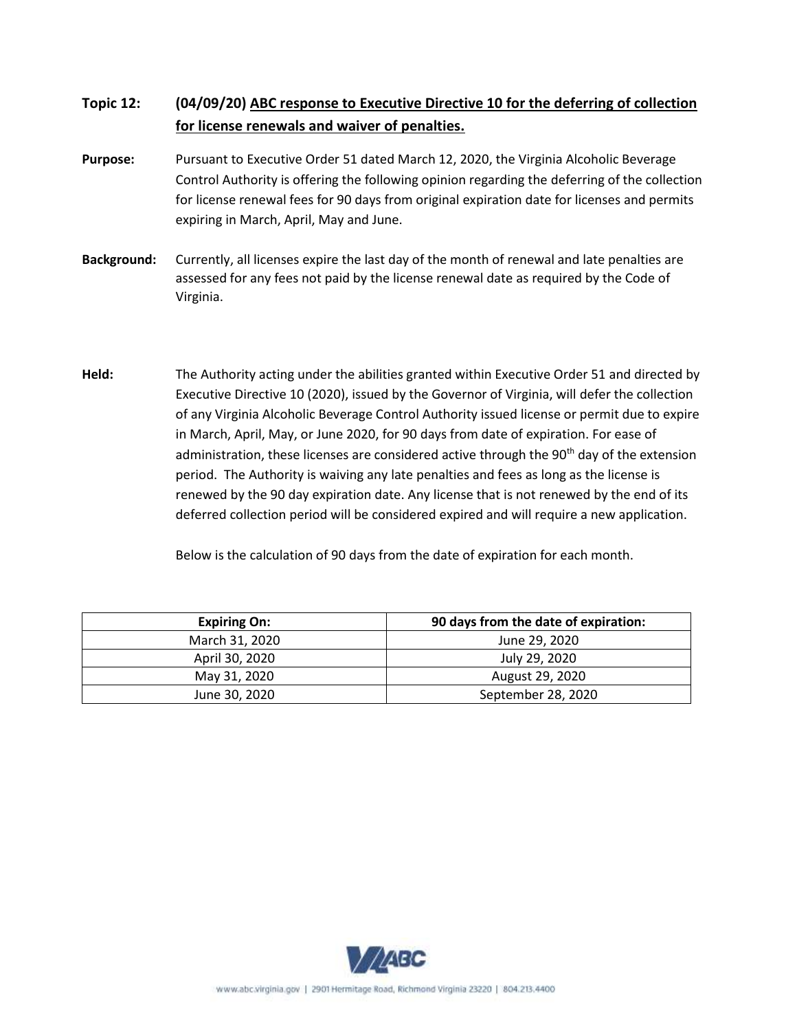**Topic 12:** **(04/09/20) ABC response to Executive Directive 10 for the deferring of collection for license renewals and waiver of penalties.**

**Purpose:** Pursuant to Executive Order 51 dated March 12, 2020, the Virginia Alcoholic Beverage Control Authority is offering the following opinion regarding the deferring of the collection for license renewal fees for 90 days from original expiration date for licenses and permits expiring in March, April, May and June.

**Background:** Currently, all licenses expire the last day of the month of renewal and late penalties are assessed for any fees not paid by the license renewal date as required by the Code of Virginia.

**Held:** The Authority acting under the abilities granted within Executive Order 51 and directed by Executive Directive 10 (2020), issued by the Governor of Virginia, will defer the collection of any Virginia Alcoholic Beverage Control Authority issued license or permit due to expire in March, April, May, or June 2020, for 90 days from date of expiration. For ease of administration, these licenses are considered active through the 90th day of the extension period. The Authority is waiving any late penalties and fees as long as the license is renewed by the 90 day expiration date. Any license that is not renewed by the end of its deferred collection period will be considered expired and will require a new application.

Below is the calculation of 90 days from the date of expiration for each month.

| Expiring On: | 90 days from the date of expiration: |
|---|---|
| March 31, 2020 | June 29, 2020 |
| April 30, 2020 | July 29, 2020 |
| May 31, 2020 | August 29, 2020 |
| June 30, 2020 | September 28, 2020 |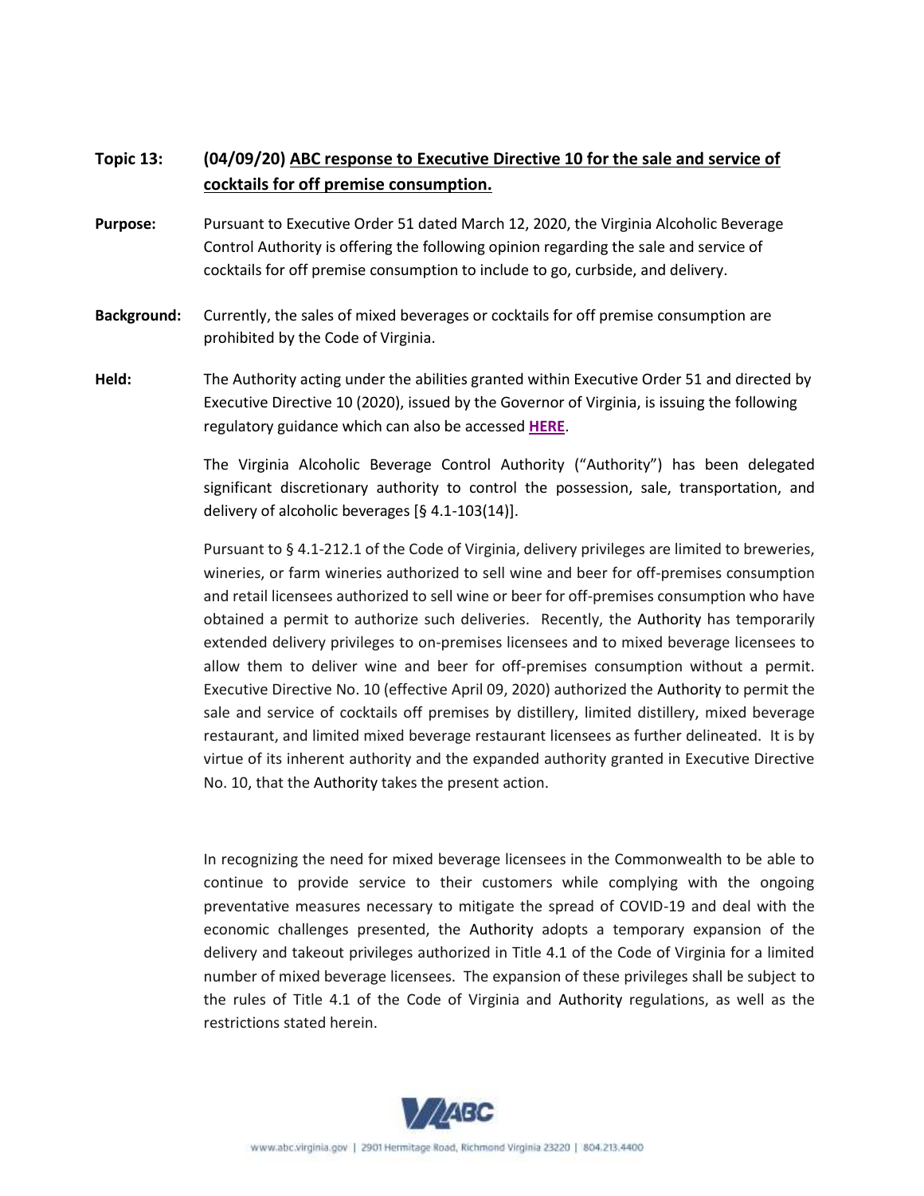**Topic 13:** **(04/09/20) ABC response to Executive Directive 10 for the sale and service of cocktails for off premise consumption.**

**Purpose:** Pursuant to Executive Order 51 dated March 12, 2020, the Virginia Alcoholic Beverage Control Authority is offering the following opinion regarding the sale and service of cocktails for off premise consumption to include to go, curbside, and delivery.

**Background:** Currently, the sales of mixed beverages or cocktails for off premise consumption are prohibited by the Code of Virginia.

**Held:** The Authority acting under the abilities granted within Executive Order 51 and directed by Executive Directive 10 (2020), issued by the Governor of Virginia, is issuing the following regulatory guidance which can also be accessed **HERE**.

The Virginia Alcoholic Beverage Control Authority ("Authority") has been delegated significant discretionary authority to control the possession, sale, transportation, and delivery of alcoholic beverages [§ 4.1-103(14)].

Pursuant to § 4.1-212.1 of the Code of Virginia, delivery privileges are limited to breweries, wineries, or farm wineries authorized to sell wine and beer for off-premises consumption and retail licensees authorized to sell wine or beer for off-premises consumption who have obtained a permit to authorize such deliveries. Recently, the Authority has temporarily extended delivery privileges to on-premises licensees and to mixed beverage licensees to allow them to deliver wine and beer for off-premises consumption without a permit. Executive Directive No. 10 (effective April 09, 2020) authorized the Authority to permit the sale and service of cocktails off premises by distillery, limited distillery, mixed beverage restaurant, and limited mixed beverage restaurant licensees as further delineated. It is by virtue of its inherent authority and the expanded authority granted in Executive Directive No. 10, that the Authority takes the present action.

In recognizing the need for mixed beverage licensees in the Commonwealth to be able to continue to provide service to their customers while complying with the ongoing preventative measures necessary to mitigate the spread of COVID-19 and deal with the economic challenges presented, the Authority adopts a temporary expansion of the delivery and takeout privileges authorized in Title 4.1 of the Code of Virginia for a limited number of mixed beverage licensees. The expansion of these privileges shall be subject to the rules of Title 4.1 of the Code of Virginia and Authority regulations, as well as the restrictions stated herein.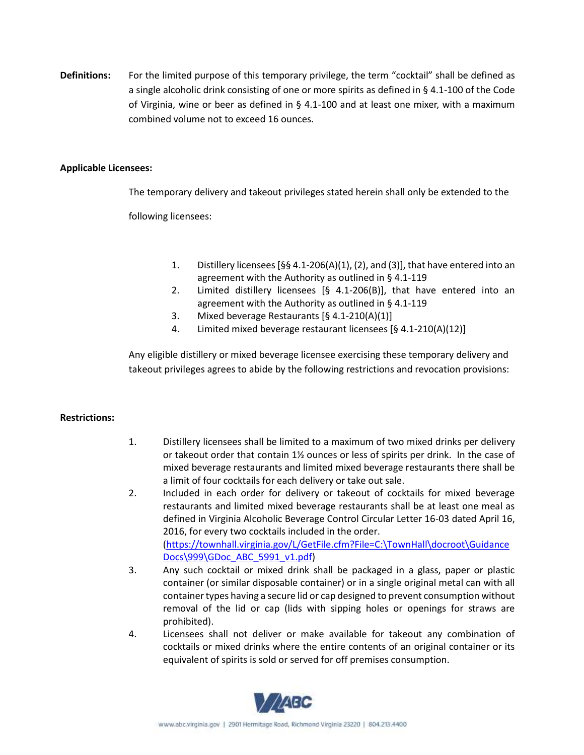**Definitions:** For the limited purpose of this temporary privilege, the term "cocktail" shall be defined as a single alcoholic drink consisting of one or more spirits as defined in § 4.1-100 of the Code of Virginia, wine or beer as defined in § 4.1-100 and at least one mixer, with a maximum combined volume not to exceed 16 ounces.

**Applicable Licensees:**

The temporary delivery and takeout privileges stated herein shall only be extended to the following licensees:

1. Distillery licensees [§§ 4.1-206(A)(1), (2), and (3)], that have entered into an agreement with the Authority as outlined in § 4.1-119
2. Limited distillery licensees [§ 4.1-206(B)], that have entered into an agreement with the Authority as outlined in § 4.1-119
3. Mixed beverage Restaurants [§ 4.1-210(A)(1)]
4. Limited mixed beverage restaurant licensees [§ 4.1-210(A)(12)]

Any eligible distillery or mixed beverage licensee exercising these temporary delivery and takeout privileges agrees to abide by the following restrictions and revocation provisions:

**Restrictions:**

1. Distillery licensees shall be limited to a maximum of two mixed drinks per delivery or takeout order that contain 1½ ounces or less of spirits per drink. In the case of mixed beverage restaurants and limited mixed beverage restaurants there shall be a limit of four cocktails for each delivery or take out sale.
2. Included in each order for delivery or takeout of cocktails for mixed beverage restaurants and limited mixed beverage restaurants shall be at least one meal as defined in Virginia Alcoholic Beverage Control Circular Letter 16-03 dated April 16, 2016, for every two cocktails included in the order. (https://townhall.virginia.gov/L/GetFile.cfm?File=C:\TownHall\docroot\GuidanceDocs\999\GDoc_ABC_5991_v1.pdf)
3. Any such cocktail or mixed drink shall be packaged in a glass, paper or plastic container (or similar disposable container) or in a single original metal can with all container types having a secure lid or cap designed to prevent consumption without removal of the lid or cap (lids with sipping holes or openings for straws are prohibited).
4. Licensees shall not deliver or make available for takeout any combination of cocktails or mixed drinks where the entire contents of an original container or its equivalent of spirits is sold or served for off premises consumption.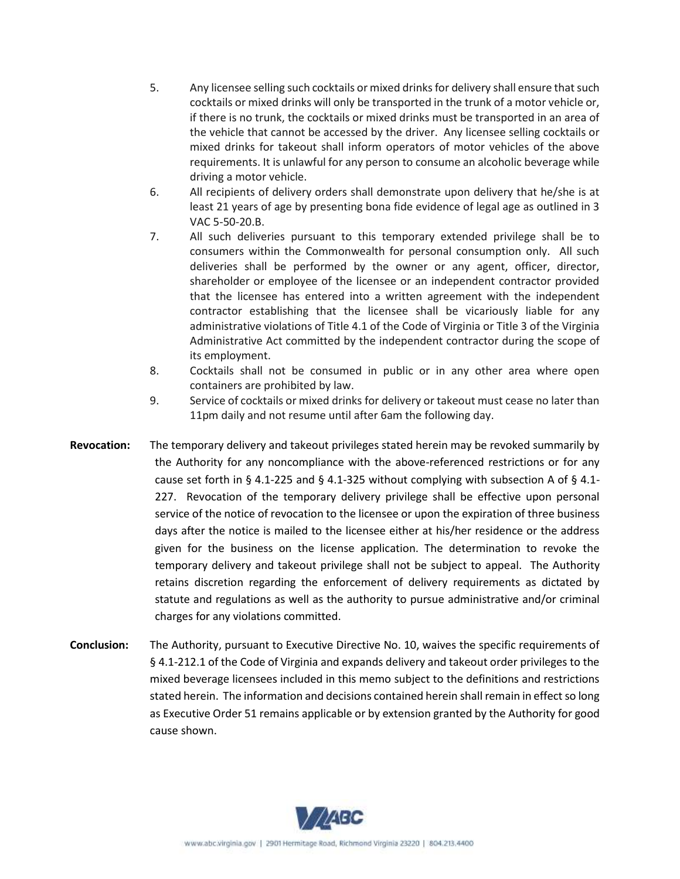5. Any licensee selling such cocktails or mixed drinks for delivery shall ensure that such cocktails or mixed drinks will only be transported in the trunk of a motor vehicle or, if there is no trunk, the cocktails or mixed drinks must be transported in an area of the vehicle that cannot be accessed by the driver. Any licensee selling cocktails or mixed drinks for takeout shall inform operators of motor vehicles of the above requirements. It is unlawful for any person to consume an alcoholic beverage while driving a motor vehicle.
6. All recipients of delivery orders shall demonstrate upon delivery that he/she is at least 21 years of age by presenting bona fide evidence of legal age as outlined in 3 VAC 5-50-20.B.
7. All such deliveries pursuant to this temporary extended privilege shall be to consumers within the Commonwealth for personal consumption only. All such deliveries shall be performed by the owner or any agent, officer, director, shareholder or employee of the licensee or an independent contractor provided that the licensee has entered into a written agreement with the independent contractor establishing that the licensee shall be vicariously liable for any administrative violations of Title 4.1 of the Code of Virginia or Title 3 of the Virginia Administrative Act committed by the independent contractor during the scope of its employment.
8. Cocktails shall not be consumed in public or in any other area where open containers are prohibited by law.
9. Service of cocktails or mixed drinks for delivery or takeout must cease no later than 11pm daily and not resume until after 6am the following day.

**Revocation:** The temporary delivery and takeout privileges stated herein may be revoked summarily by the Authority for any noncompliance with the above-referenced restrictions or for any cause set forth in § 4.1-225 and § 4.1-325 without complying with subsection A of § 4.1-227. Revocation of the temporary delivery privilege shall be effective upon personal service of the notice of revocation to the licensee or upon the expiration of three business days after the notice is mailed to the licensee either at his/her residence or the address given for the business on the license application. The determination to revoke the temporary delivery and takeout privilege shall not be subject to appeal. The Authority retains discretion regarding the enforcement of delivery requirements as dictated by statute and regulations as well as the authority to pursue administrative and/or criminal charges for any violations committed.

**Conclusion:** The Authority, pursuant to Executive Directive No. 10, waives the specific requirements of § 4.1-212.1 of the Code of Virginia and expands delivery and takeout order privileges to the mixed beverage licensees included in this memo subject to the definitions and restrictions stated herein. The information and decisions contained herein shall remain in effect so long as Executive Order 51 remains applicable or by extension granted by the Authority for good cause shown.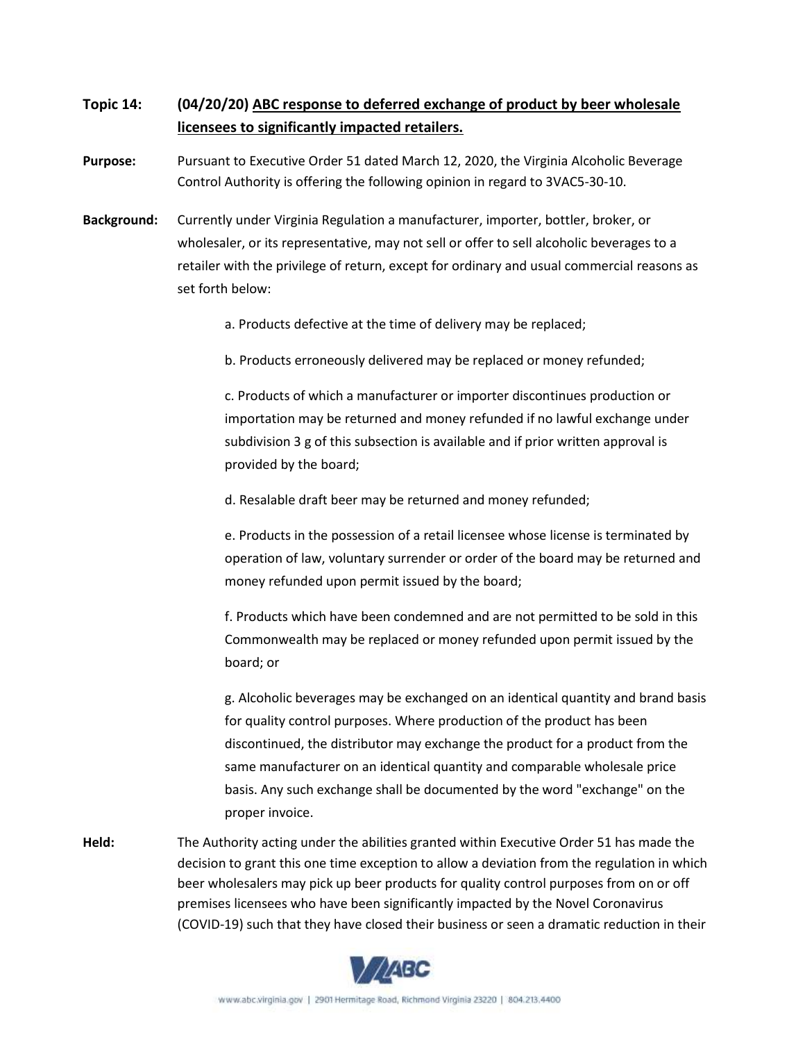**Topic 14:** **(04/20/20) ABC response to deferred exchange of product by beer wholesale licensees to significantly impacted retailers.**

**Purpose:** Pursuant to Executive Order 51 dated March 12, 2020, the Virginia Alcoholic Beverage Control Authority is offering the following opinion in regard to 3VAC5-30-10.

**Background:** Currently under Virginia Regulation a manufacturer, importer, bottler, broker, or wholesaler, or its representative, may not sell or offer to sell alcoholic beverages to a retailer with the privilege of return, except for ordinary and usual commercial reasons as set forth below:

a. Products defective at the time of delivery may be replaced;

b. Products erroneously delivered may be replaced or money refunded;

c. Products of which a manufacturer or importer discontinues production or importation may be returned and money refunded if no lawful exchange under subdivision 3 g of this subsection is available and if prior written approval is provided by the board;

d. Resalable draft beer may be returned and money refunded;

e. Products in the possession of a retail licensee whose license is terminated by operation of law, voluntary surrender or order of the board may be returned and money refunded upon permit issued by the board;

f. Products which have been condemned and are not permitted to be sold in this Commonwealth may be replaced or money refunded upon permit issued by the board; or

g. Alcoholic beverages may be exchanged on an identical quantity and brand basis for quality control purposes. Where production of the product has been discontinued, the distributor may exchange the product for a product from the same manufacturer on an identical quantity and comparable wholesale price basis. Any such exchange shall be documented by the word "exchange" on the proper invoice.

**Held:** The Authority acting under the abilities granted within Executive Order 51 has made the decision to grant this one time exception to allow a deviation from the regulation in which beer wholesalers may pick up beer products for quality control purposes from on or off premises licensees who have been significantly impacted by the Novel Coronavirus (COVID-19) such that they have closed their business or seen a dramatic reduction in their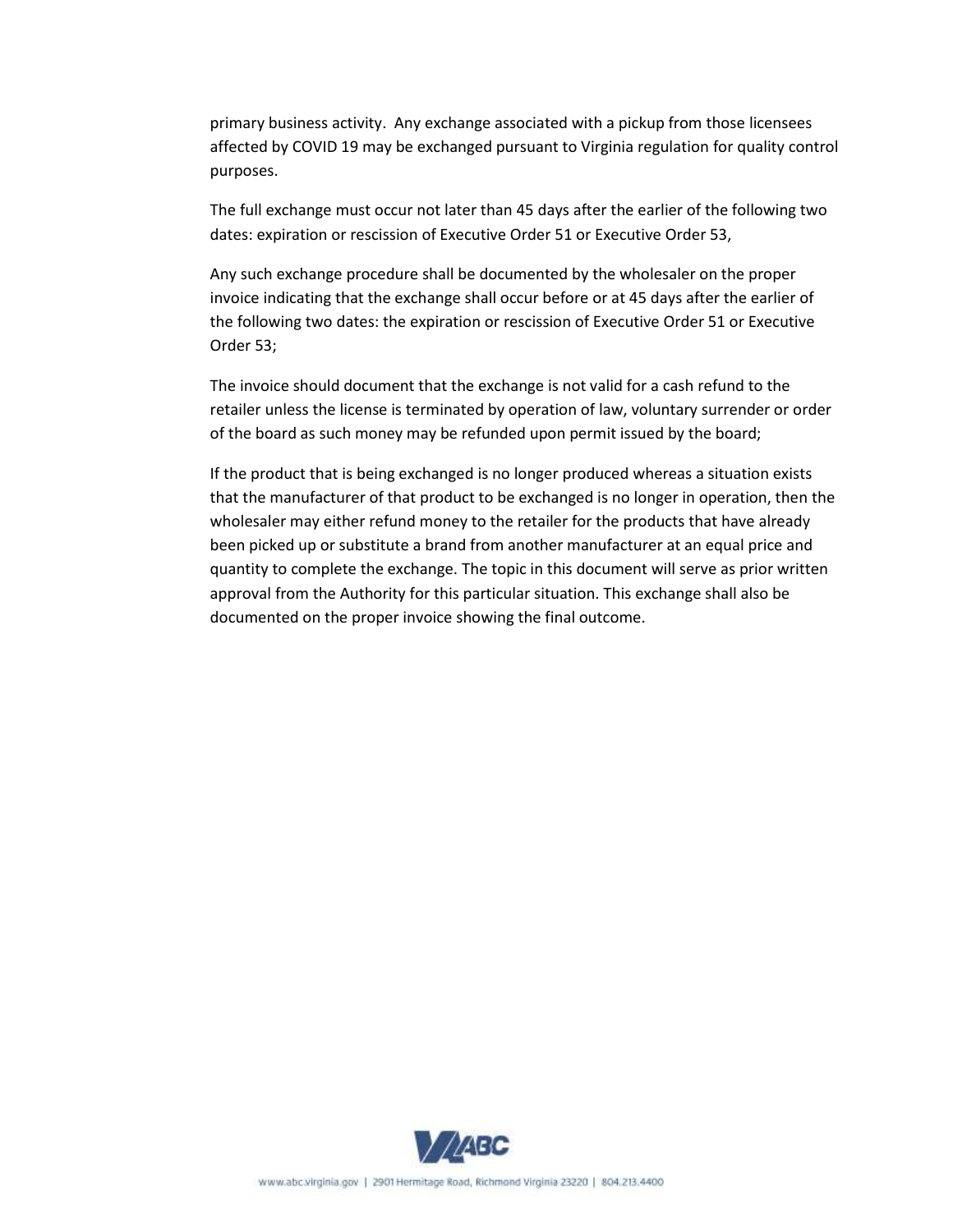primary business activity. Any exchange associated with a pickup from those licensees affected by COVID 19 may be exchanged pursuant to Virginia regulation for quality control purposes.

The full exchange must occur not later than 45 days after the earlier of the following two dates: expiration or rescission of Executive Order 51 or Executive Order 53,

Any such exchange procedure shall be documented by the wholesaler on the proper invoice indicating that the exchange shall occur before or at 45 days after the earlier of the following two dates: the expiration or rescission of Executive Order 51 or Executive Order 53;

The invoice should document that the exchange is not valid for a cash refund to the retailer unless the license is terminated by operation of law, voluntary surrender or order of the board as such money may be refunded upon permit issued by the board;

If the product that is being exchanged is no longer produced whereas a situation exists that the manufacturer of that product to be exchanged is no longer in operation, then the wholesaler may either refund money to the retailer for the products that have already been picked up or substitute a brand from another manufacturer at an equal price and quantity to complete the exchange. The topic in this document will serve as prior written approval from the Authority for this particular situation. This exchange shall also be documented on the proper invoice showing the final outcome.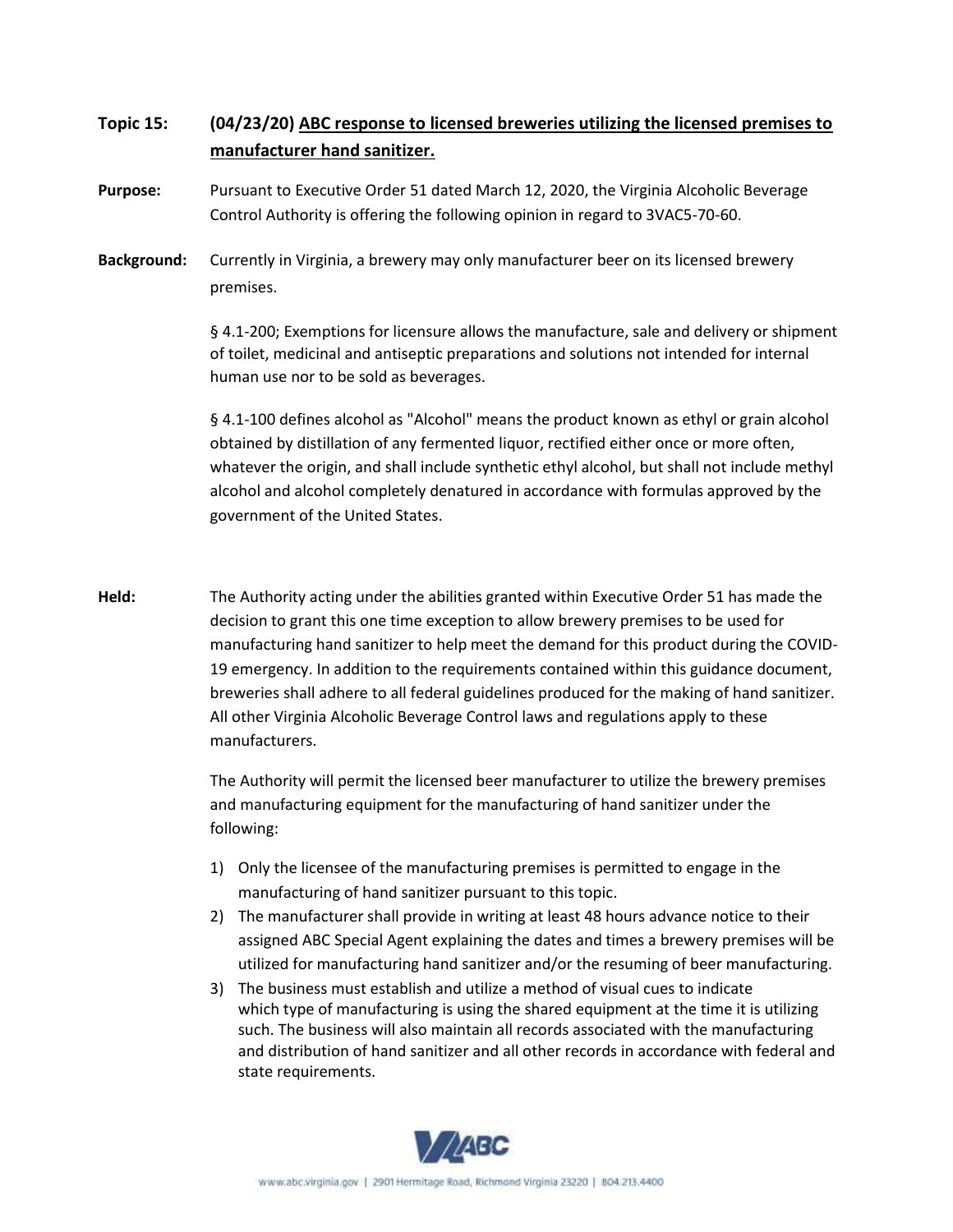**Topic 15:** **(04/23/20) ABC response to licensed breweries utilizing the licensed premises to manufacturer hand sanitizer.**

**Purpose:** Pursuant to Executive Order 51 dated March 12, 2020, the Virginia Alcoholic Beverage Control Authority is offering the following opinion in regard to 3VAC5-70-60.

**Background:** Currently in Virginia, a brewery may only manufacturer beer on its licensed brewery premises.

§ 4.1-200; Exemptions for licensure allows the manufacture, sale and delivery or shipment of toilet, medicinal and antiseptic preparations and solutions not intended for internal human use nor to be sold as beverages.

§ 4.1-100 defines alcohol as "Alcohol" means the product known as ethyl or grain alcohol obtained by distillation of any fermented liquor, rectified either once or more often, whatever the origin, and shall include synthetic ethyl alcohol, but shall not include methyl alcohol and alcohol completely denatured in accordance with formulas approved by the government of the United States.

**Held:** The Authority acting under the abilities granted within Executive Order 51 has made the decision to grant this one time exception to allow brewery premises to be used for manufacturing hand sanitizer to help meet the demand for this product during the COVID-19 emergency. In addition to the requirements contained within this guidance document, breweries shall adhere to all federal guidelines produced for the making of hand sanitizer. All other Virginia Alcoholic Beverage Control laws and regulations apply to these manufacturers.

The Authority will permit the licensed beer manufacturer to utilize the brewery premises and manufacturing equipment for the manufacturing of hand sanitizer under the following:

1) Only the licensee of the manufacturing premises is permitted to engage in the manufacturing of hand sanitizer pursuant to this topic.
2) The manufacturer shall provide in writing at least 48 hours advance notice to their assigned ABC Special Agent explaining the dates and times a brewery premises will be utilized for manufacturing hand sanitizer and/or the resuming of beer manufacturing.
3) The business must establish and utilize a method of visual cues to indicate which type of manufacturing is using the shared equipment at the time it is utilizing such. The business will also maintain all records associated with the manufacturing and distribution of hand sanitizer and all other records in accordance with federal and state requirements.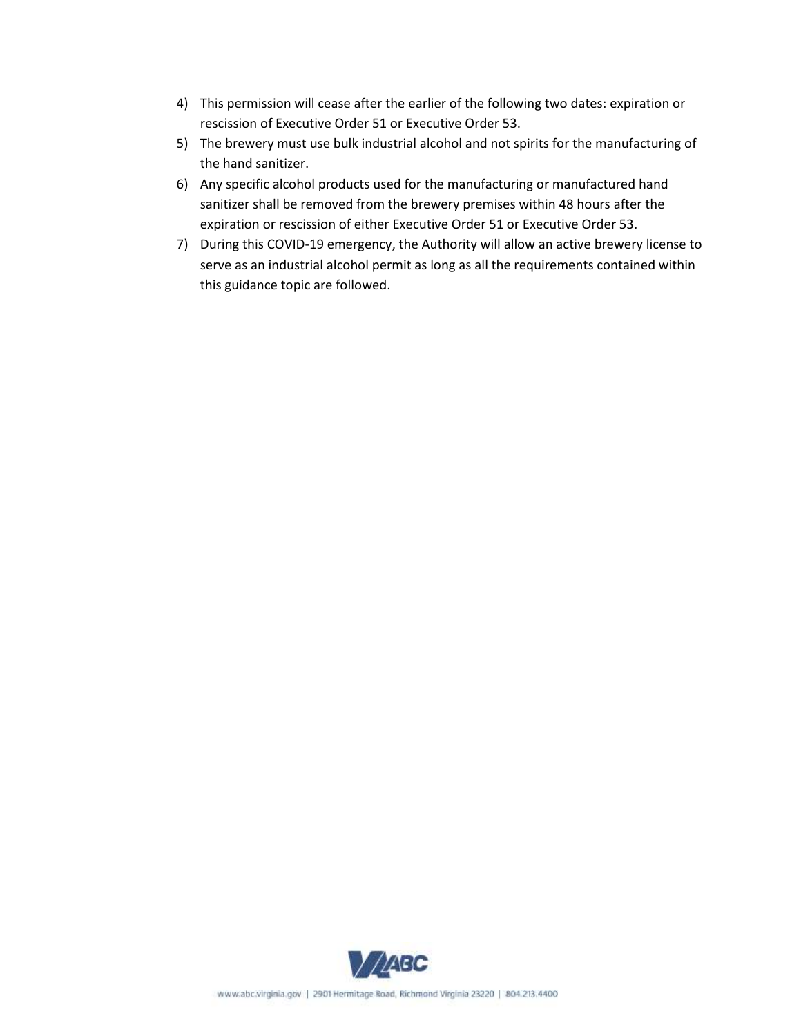4) This permission will cease after the earlier of the following two dates: expiration or rescission of Executive Order 51 or Executive Order 53.
5) The brewery must use bulk industrial alcohol and not spirits for the manufacturing of the hand sanitizer.
6) Any specific alcohol products used for the manufacturing or manufactured hand sanitizer shall be removed from the brewery premises within 48 hours after the expiration or rescission of either Executive Order 51 or Executive Order 53.
7) During this COVID-19 emergency, the Authority will allow an active brewery license to serve as an industrial alcohol permit as long as all the requirements contained within this guidance topic are followed.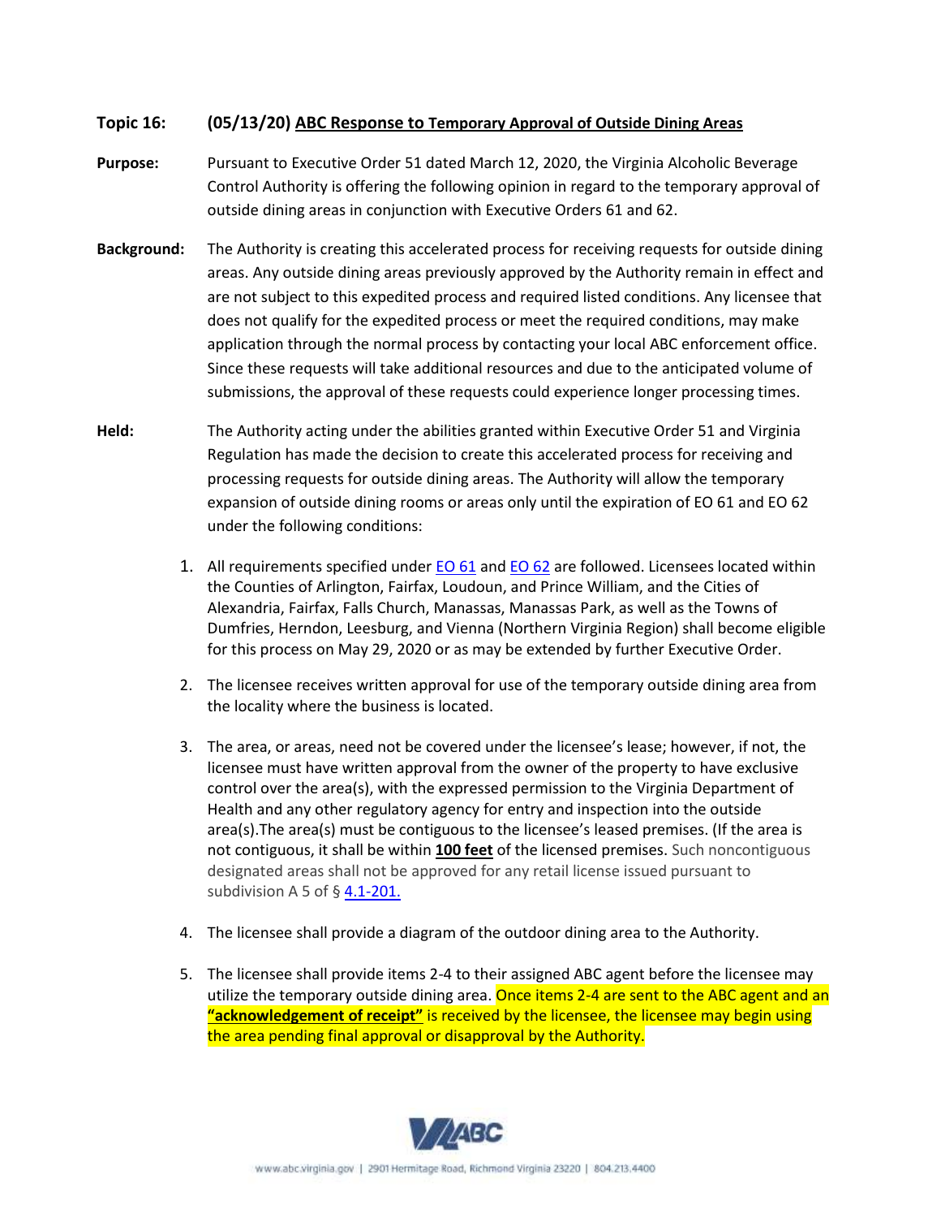**Topic 16: (05/13/20) ABC Response to Temporary Approval of Outside Dining Areas**

**Purpose:** Pursuant to Executive Order 51 dated March 12, 2020, the Virginia Alcoholic Beverage Control Authority is offering the following opinion in regard to the temporary approval of outside dining areas in conjunction with Executive Orders 61 and 62.

**Background:** The Authority is creating this accelerated process for receiving requests for outside dining areas. Any outside dining areas previously approved by the Authority remain in effect and are not subject to this expedited process and required listed conditions. Any licensee that does not qualify for the expedited process or meet the required conditions, may make application through the normal process by contacting your local ABC enforcement office. Since these requests will take additional resources and due to the anticipated volume of submissions, the approval of these requests could experience longer processing times.

**Held:** The Authority acting under the abilities granted within Executive Order 51 and Virginia Regulation has made the decision to create this accelerated process for receiving and processing requests for outside dining areas. The Authority will allow the temporary expansion of outside dining rooms or areas only until the expiration of EO 61 and EO 62 under the following conditions:

1. All requirements specified under EO 61 and EO 62 are followed. Licensees located within the Counties of Arlington, Fairfax, Loudoun, and Prince William, and the Cities of Alexandria, Fairfax, Falls Church, Manassas, Manassas Park, as well as the Towns of Dumfries, Herndon, Leesburg, and Vienna (Northern Virginia Region) shall become eligible for this process on May 29, 2020 or as may be extended by further Executive Order.

2. The licensee receives written approval for use of the temporary outside dining area from the locality where the business is located.

3. The area, or areas, need not be covered under the licensee's lease; however, if not, the licensee must have written approval from the owner of the property to have exclusive control over the area(s), with the expressed permission to the Virginia Department of Health and any other regulatory agency for entry and inspection into the outside area(s).The area(s) must be contiguous to the licensee's leased premises. (If the area is not contiguous, it shall be within **100 feet** of the licensed premises. Such noncontiguous designated areas shall not be approved for any retail license issued pursuant to subdivision A 5 of § 4.1-201.

4. The licensee shall provide a diagram of the outdoor dining area to the Authority.

5. The licensee shall provide items 2-4 to their assigned ABC agent before the licensee may utilize the temporary outside dining area. Once items 2-4 are sent to the ABC agent and an **"acknowledgement of receipt"** is received by the licensee, the licensee may begin using the area pending final approval or disapproval by the Authority.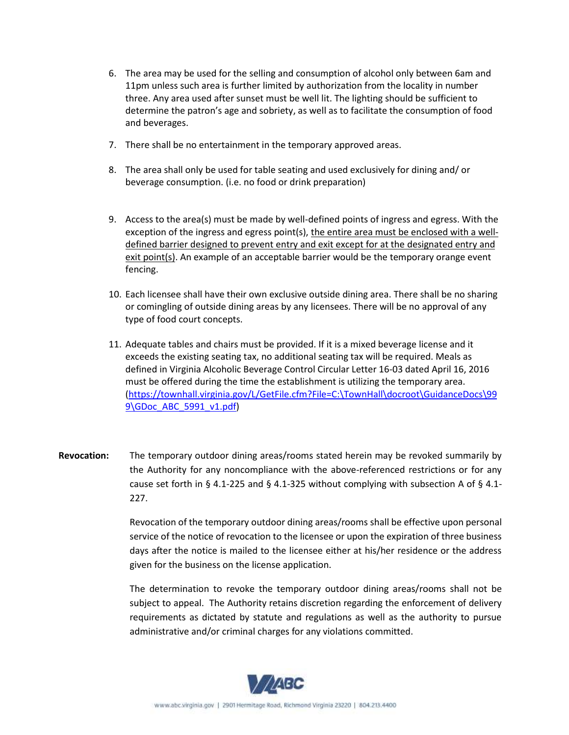6. The area may be used for the selling and consumption of alcohol only between 6am and 11pm unless such area is further limited by authorization from the locality in number three. Any area used after sunset must be well lit. The lighting should be sufficient to determine the patron's age and sobriety, as well as to facilitate the consumption of food and beverages.

7. There shall be no entertainment in the temporary approved areas.

8. The area shall only be used for table seating and used exclusively for dining and/ or beverage consumption. (i.e. no food or drink preparation)

9. Access to the area(s) must be made by well-defined points of ingress and egress. With the exception of the ingress and egress point(s), <u>the entire area must be enclosed with a well-defined barrier designed to prevent entry and exit except for at the designated entry and exit point(s)</u>. An example of an acceptable barrier would be the temporary orange event fencing.

10. Each licensee shall have their own exclusive outside dining area. There shall be no sharing or comingling of outside dining areas by any licensees. There will be no approval of any type of food court concepts.

11. Adequate tables and chairs must be provided. If it is a mixed beverage license and it exceeds the existing seating tax, no additional seating tax will be required. Meals as defined in Virginia Alcoholic Beverage Control Circular Letter 16-03 dated April 16, 2016 must be offered during the time the establishment is utilizing the temporary area. (https://townhall.virginia.gov/L/GetFile.cfm?File=C:\TownHall\docroot\GuidanceDocs\999\GDoc_ABC_5991_v1.pdf)

**Revocation:** The temporary outdoor dining areas/rooms stated herein may be revoked summarily by the Authority for any noncompliance with the above-referenced restrictions or for any cause set forth in § 4.1-225 and § 4.1-325 without complying with subsection A of § 4.1-227.

Revocation of the temporary outdoor dining areas/rooms shall be effective upon personal service of the notice of revocation to the licensee or upon the expiration of three business days after the notice is mailed to the licensee either at his/her residence or the address given for the business on the license application.

The determination to revoke the temporary outdoor dining areas/rooms shall not be subject to appeal. The Authority retains discretion regarding the enforcement of delivery requirements as dictated by statute and regulations as well as the authority to pursue administrative and/or criminal charges for any violations committed.